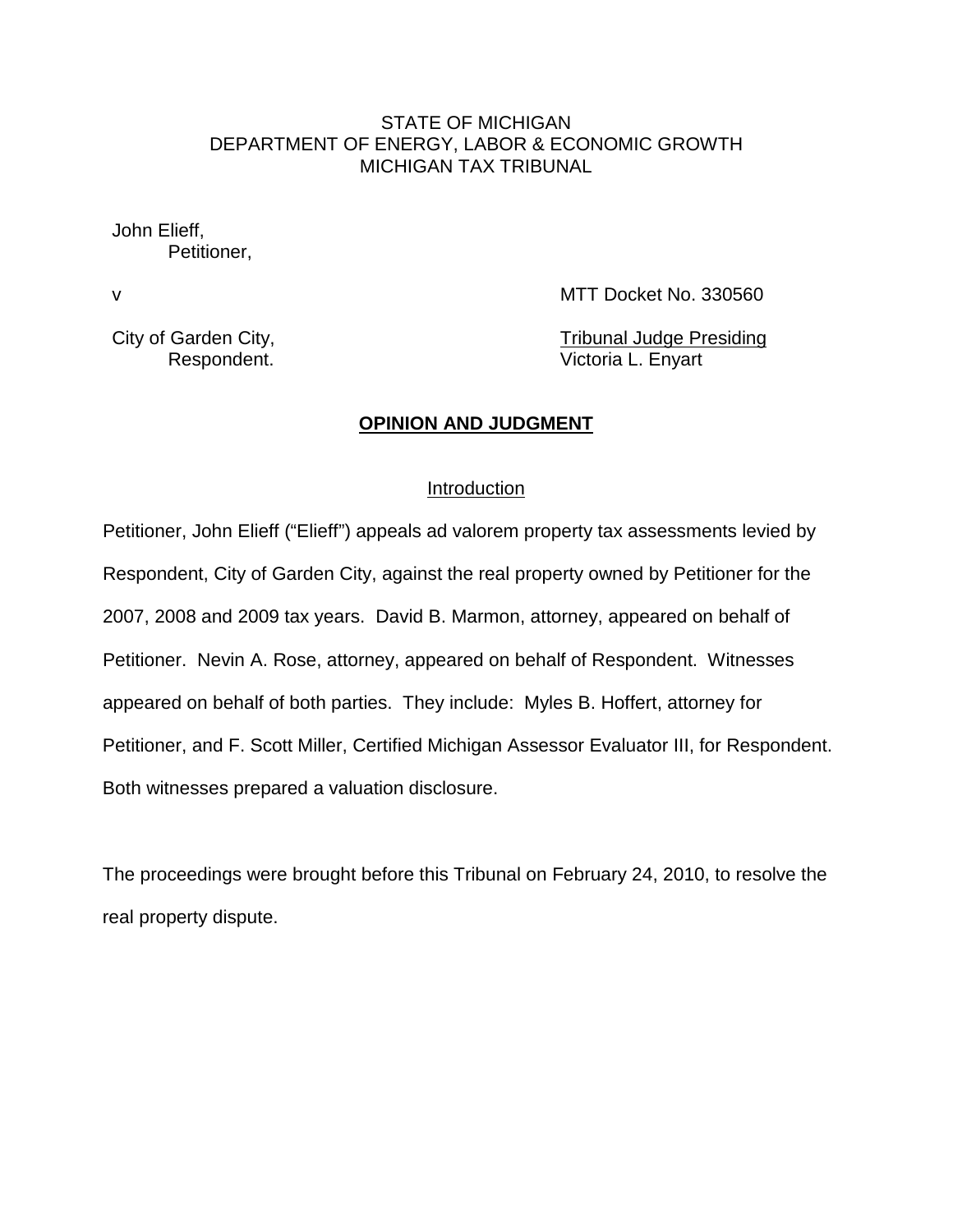STATE OF MICHIGAN
DEPARTMENT OF ENERGY, LABOR & ECONOMIC GROWTH
MICHIGAN TAX TRIBUNAL

John Elieff,
Petitioner,

v MTT Docket No. 330560

City of Garden City,
Respondent.

Tribunal Judge Presiding
Victoria L. Enyart

## **OPINION AND JUDGMENT**

### Introduction

Petitioner, John Elieff ("Elieff") appeals ad valorem property tax assessments levied by Respondent, City of Garden City, against the real property owned by Petitioner for the 2007, 2008 and 2009 tax years. David B. Marmon, attorney, appeared on behalf of Petitioner. Nevin A. Rose, attorney, appeared on behalf of Respondent. Witnesses appeared on behalf of both parties. They include: Myles B. Hoffert, attorney for Petitioner, and F. Scott Miller, Certified Michigan Assessor Evaluator III, for Respondent. Both witnesses prepared a valuation disclosure.

The proceedings were brought before this Tribunal on February 24, 2010, to resolve the real property dispute.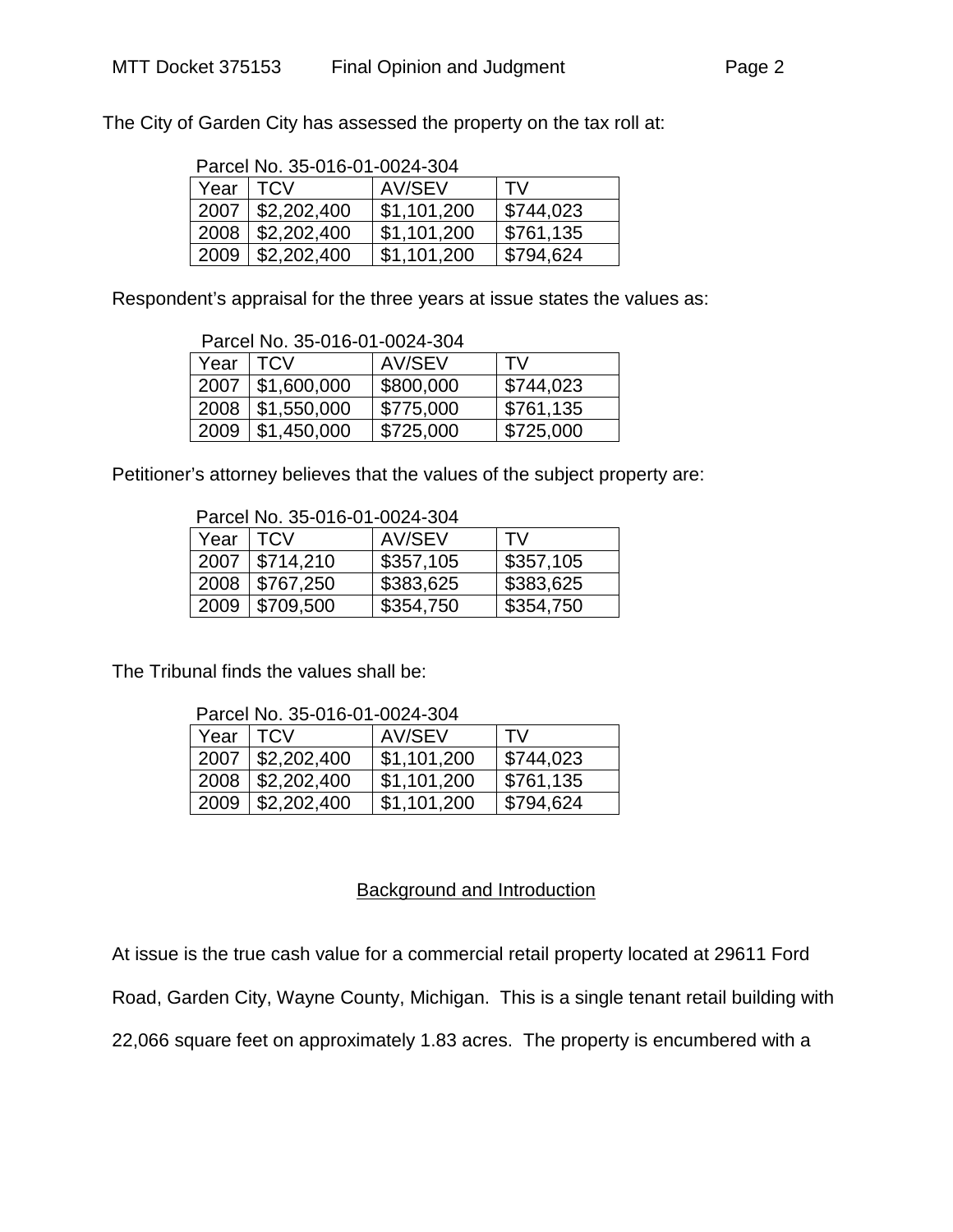The City of Garden City has assessed the property on the tax roll at:

Parcel No. 35-016-01-0024-304

| Year | TCV | AV/SEV | TV |
|---|---|---|---|
| 2007 | $2,202,400 | $1,101,200 | $744,023 |
| 2008 | $2,202,400 | $1,101,200 | $761,135 |
| 2009 | $2,202,400 | $1,101,200 | $794,624 |

Respondent's appraisal for the three years at issue states the values as:

Parcel No. 35-016-01-0024-304

| Year | TCV | AV/SEV | TV |
|---|---|---|---|
| 2007 | $1,600,000 | $800,000 | $744,023 |
| 2008 | $1,550,000 | $775,000 | $761,135 |
| 2009 | $1,450,000 | $725,000 | $725,000 |

Petitioner's attorney believes that the values of the subject property are:

Parcel No. 35-016-01-0024-304

| Year | TCV | AV/SEV | TV |
|---|---|---|---|
| 2007 | $714,210 | $357,105 | $357,105 |
| 2008 | $767,250 | $383,625 | $383,625 |
| 2009 | $709,500 | $354,750 | $354,750 |

The Tribunal finds the values shall be:

Parcel No. 35-016-01-0024-304

| Year | TCV | AV/SEV | TV |
|---|---|---|---|
| 2007 | $2,202,400 | $1,101,200 | $744,023 |
| 2008 | $2,202,400 | $1,101,200 | $761,135 |
| 2009 | $2,202,400 | $1,101,200 | $794,624 |

## Background and Introduction

At issue is the true cash value for a commercial retail property located at 29611 Ford Road, Garden City, Wayne County, Michigan. This is a single tenant retail building with 22,066 square feet on approximately 1.83 acres. The property is encumbered with a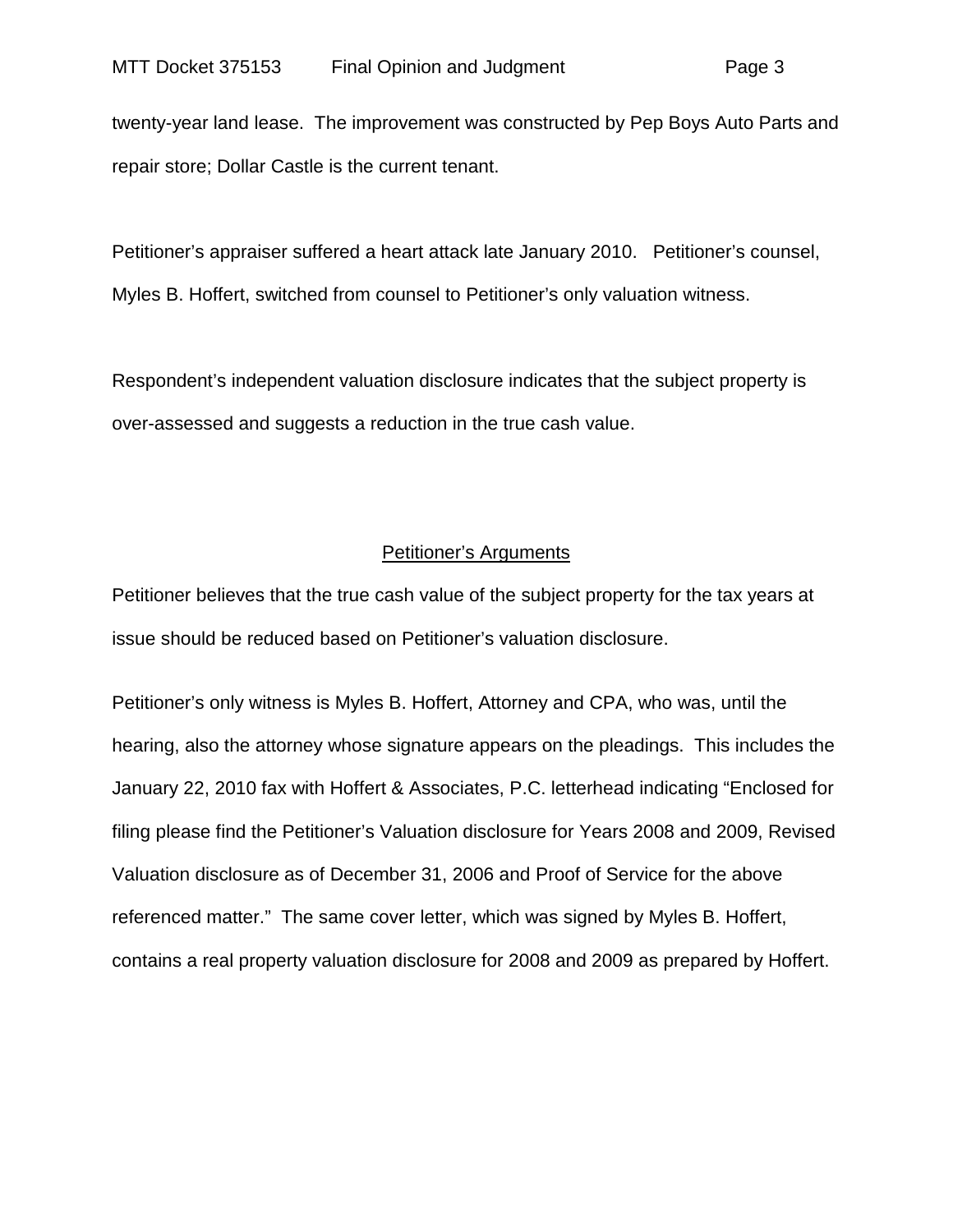twenty-year land lease. The improvement was constructed by Pep Boys Auto Parts and repair store; Dollar Castle is the current tenant.

Petitioner's appraiser suffered a heart attack late January 2010. Petitioner's counsel, Myles B. Hoffert, switched from counsel to Petitioner's only valuation witness.

Respondent's independent valuation disclosure indicates that the subject property is over-assessed and suggests a reduction in the true cash value.

## Petitioner's Arguments

Petitioner believes that the true cash value of the subject property for the tax years at issue should be reduced based on Petitioner's valuation disclosure.

Petitioner's only witness is Myles B. Hoffert, Attorney and CPA, who was, until the hearing, also the attorney whose signature appears on the pleadings. This includes the January 22, 2010 fax with Hoffert & Associates, P.C. letterhead indicating "Enclosed for filing please find the Petitioner's Valuation disclosure for Years 2008 and 2009, Revised Valuation disclosure as of December 31, 2006 and Proof of Service for the above referenced matter." The same cover letter, which was signed by Myles B. Hoffert, contains a real property valuation disclosure for 2008 and 2009 as prepared by Hoffert.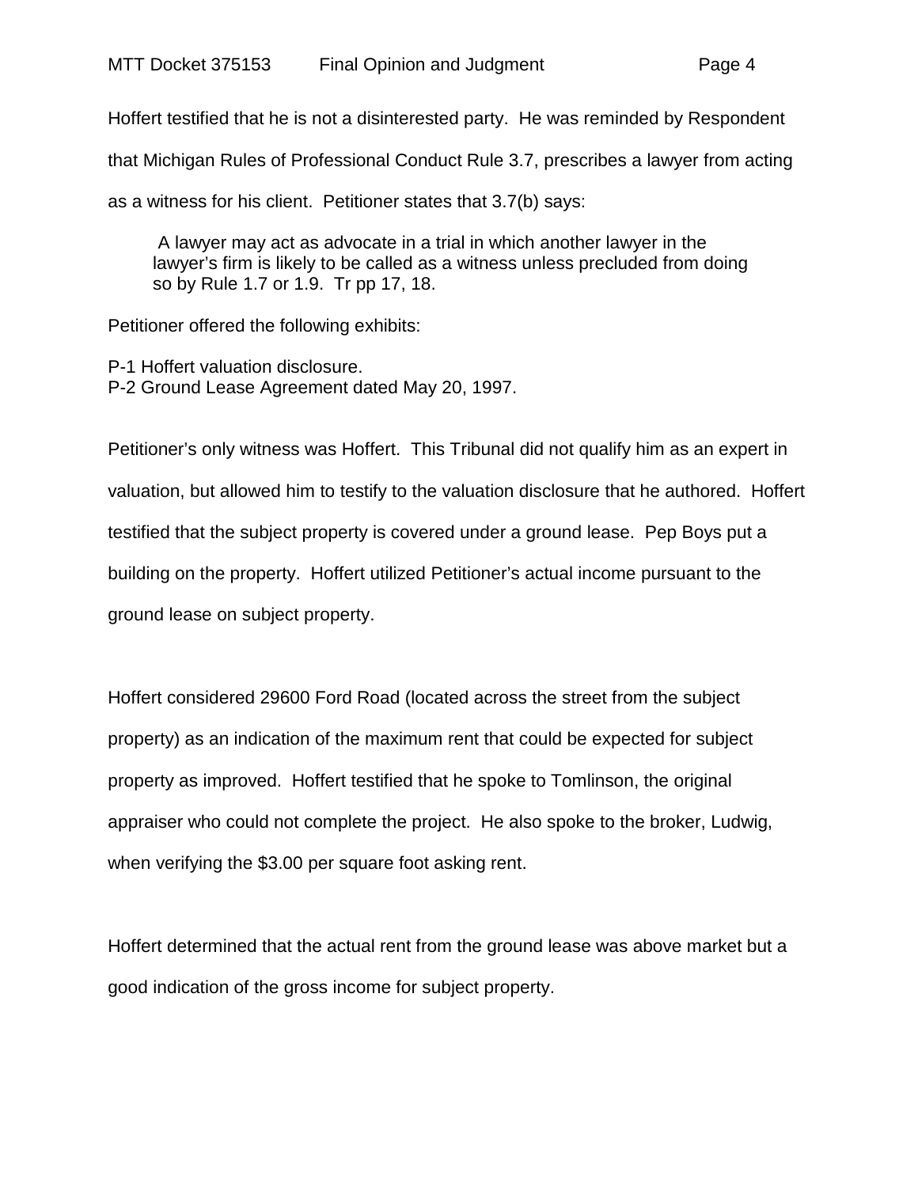Hoffert testified that he is not a disinterested party. He was reminded by Respondent that Michigan Rules of Professional Conduct Rule 3.7, prescribes a lawyer from acting as a witness for his client. Petitioner states that 3.7(b) says:

> A lawyer may act as advocate in a trial in which another lawyer in the lawyer's firm is likely to be called as a witness unless precluded from doing so by Rule 1.7 or 1.9. Tr pp 17, 18.

Petitioner offered the following exhibits:

P-1 Hoffert valuation disclosure.
P-2 Ground Lease Agreement dated May 20, 1997.

Petitioner's only witness was Hoffert. This Tribunal did not qualify him as an expert in valuation, but allowed him to testify to the valuation disclosure that he authored. Hoffert testified that the subject property is covered under a ground lease. Pep Boys put a building on the property. Hoffert utilized Petitioner's actual income pursuant to the ground lease on subject property.

Hoffert considered 29600 Ford Road (located across the street from the subject property) as an indication of the maximum rent that could be expected for subject property as improved. Hoffert testified that he spoke to Tomlinson, the original appraiser who could not complete the project. He also spoke to the broker, Ludwig, when verifying the $3.00 per square foot asking rent.

Hoffert determined that the actual rent from the ground lease was above market but a good indication of the gross income for subject property.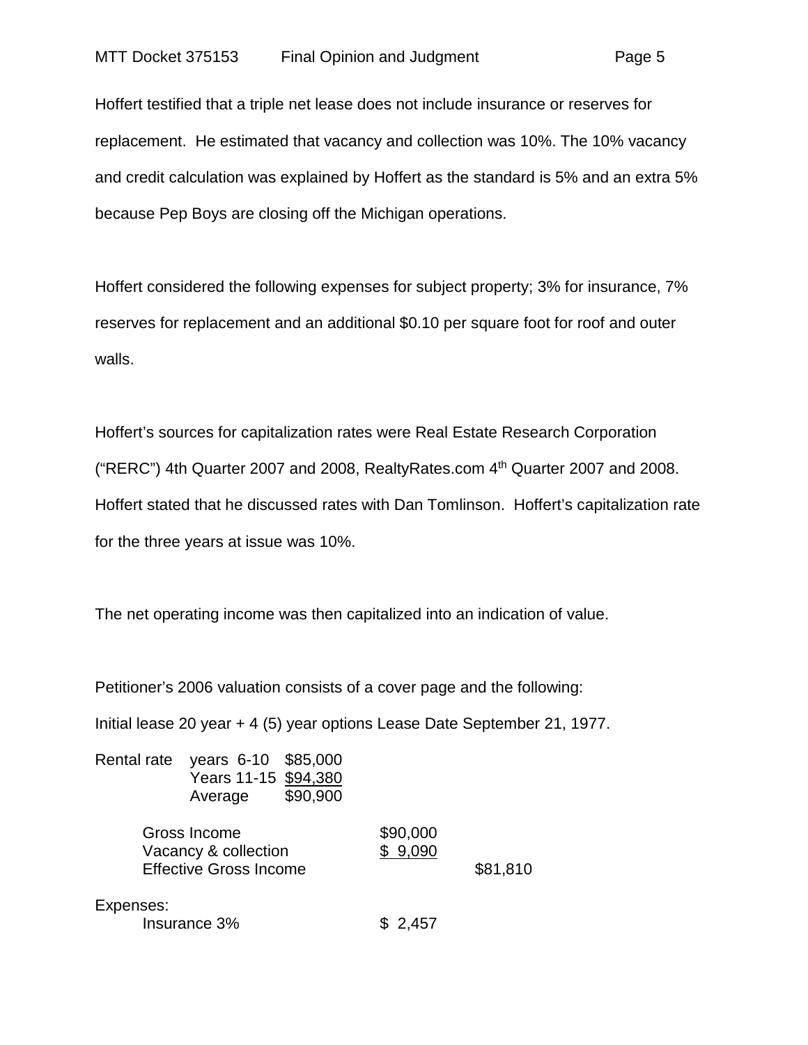Hoffert testified that a triple net lease does not include insurance or reserves for replacement. He estimated that vacancy and collection was 10%. The 10% vacancy and credit calculation was explained by Hoffert as the standard is 5% and an extra 5% because Pep Boys are closing off the Michigan operations.

Hoffert considered the following expenses for subject property; 3% for insurance, 7% reserves for replacement and an additional $0.10 per square foot for roof and outer walls.

Hoffert's sources for capitalization rates were Real Estate Research Corporation ("RERC") 4th Quarter 2007 and 2008, RealtyRates.com 4th Quarter 2007 and 2008. Hoffert stated that he discussed rates with Dan Tomlinson. Hoffert's capitalization rate for the three years at issue was 10%.

The net operating income was then capitalized into an indication of value.

Petitioner's 2006 valuation consists of a cover page and the following:

Initial lease 20 year + 4 (5) year options Lease Date September 21, 1977.

| Rental rate | | |
|---|---|---|
| | years 6-10 | $85,000 |
| | Years 11-15 | $94,380 |
| | Average | $90,900 |

| | | |
|---|---|---|
| Gross Income | $90,000 | |
| Vacancy & collection | $ 9,090 | |
| Effective Gross Income | | $81,810 |
| Expenses: | | |
| Insurance 3% | $ 2,457 | |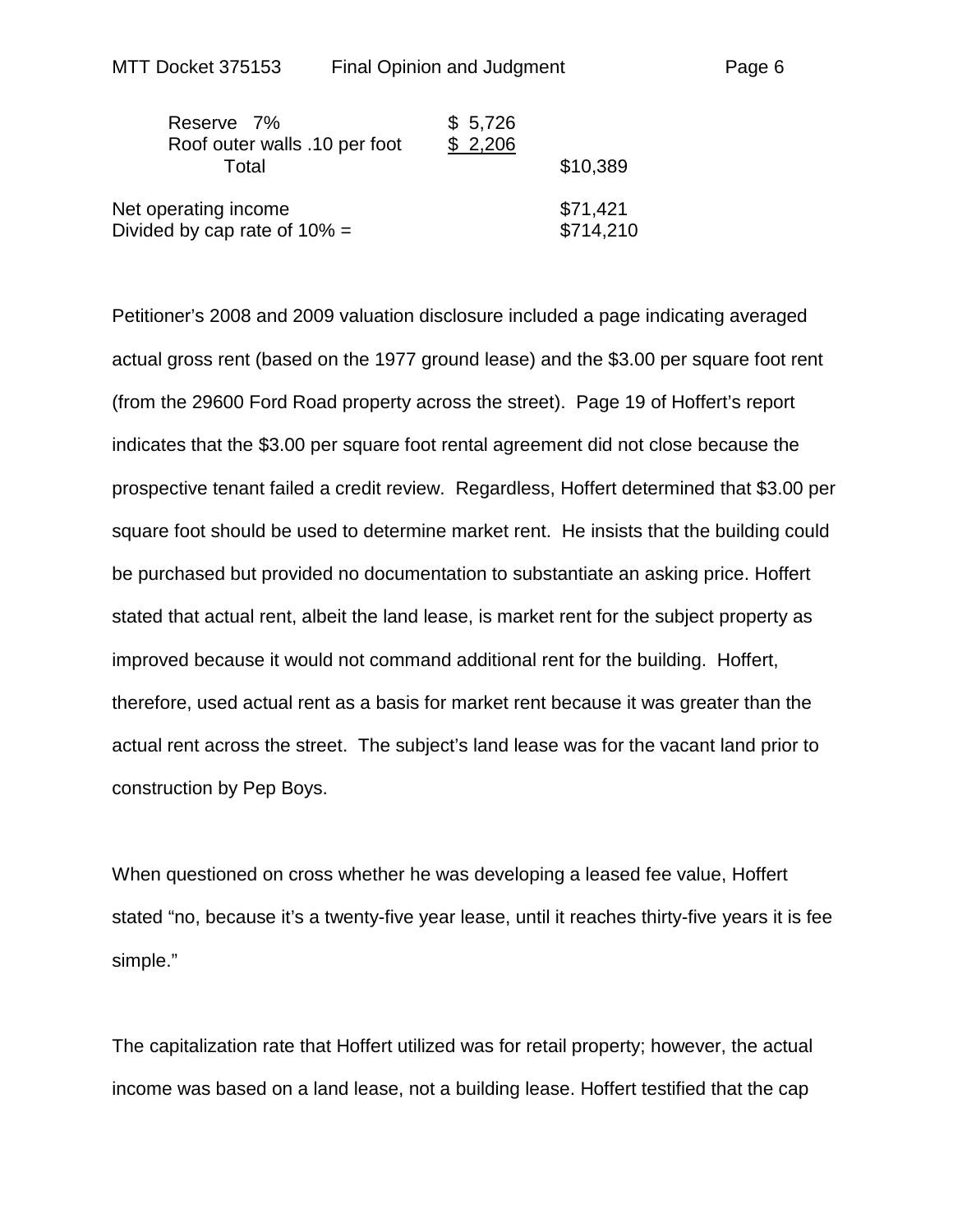| | | |
|---|---|---|
| Reserve 7% | $ 5,726 | |
| Roof outer walls .10 per foot | $ 2,206 | |
| Total | | $10,389 |
| | | |
| Net operating income | | $71,421 |
| Divided by cap rate of 10% = | | $714,210 |

Petitioner's 2008 and 2009 valuation disclosure included a page indicating averaged actual gross rent (based on the 1977 ground lease) and the $3.00 per square foot rent (from the 29600 Ford Road property across the street). Page 19 of Hoffert's report indicates that the $3.00 per square foot rental agreement did not close because the prospective tenant failed a credit review. Regardless, Hoffert determined that $3.00 per square foot should be used to determine market rent. He insists that the building could be purchased but provided no documentation to substantiate an asking price. Hoffert stated that actual rent, albeit the land lease, is market rent for the subject property as improved because it would not command additional rent for the building. Hoffert, therefore, used actual rent as a basis for market rent because it was greater than the actual rent across the street. The subject's land lease was for the vacant land prior to construction by Pep Boys.

When questioned on cross whether he was developing a leased fee value, Hoffert stated "no, because it's a twenty-five year lease, until it reaches thirty-five years it is fee simple."

The capitalization rate that Hoffert utilized was for retail property; however, the actual income was based on a land lease, not a building lease. Hoffert testified that the cap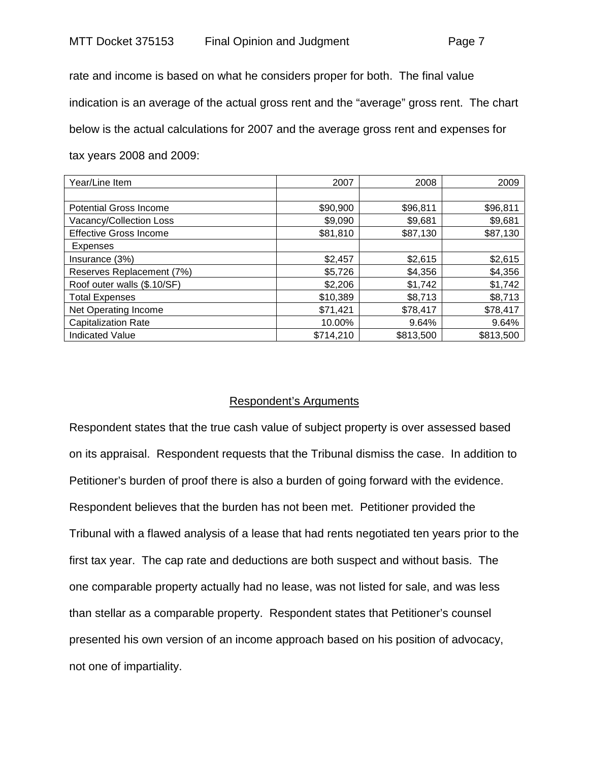rate and income is based on what he considers proper for both. The final value indication is an average of the actual gross rent and the "average" gross rent. The chart below is the actual calculations for 2007 and the average gross rent and expenses for tax years 2008 and 2009:

| Year/Line Item | 2007 | 2008 | 2009 |
|---|---|---|---|
| | | | |
| Potential Gross Income | $90,900 | $96,811 | $96,811 |
| Vacancy/Collection Loss | $9,090 | $9,681 | $9,681 |
| Effective Gross Income | $81,810 | $87,130 | $87,130 |
| Expenses | | | |
| Insurance (3%) | $2,457 | $2,615 | $2,615 |
| Reserves Replacement (7%) | $5,726 | $4,356 | $4,356 |
| Roof outer walls ($.10/SF) | $2,206 | $1,742 | $1,742 |
| Total Expenses | $10,389 | $8,713 | $8,713 |
| Net Operating Income | $71,421 | $78,417 | $78,417 |
| Capitalization Rate | 10.00% | 9.64% | 9.64% |
| Indicated Value | $714,210 | $813,500 | $813,500 |

## Respondent's Arguments

Respondent states that the true cash value of subject property is over assessed based on its appraisal. Respondent requests that the Tribunal dismiss the case. In addition to Petitioner's burden of proof there is also a burden of going forward with the evidence. Respondent believes that the burden has not been met. Petitioner provided the Tribunal with a flawed analysis of a lease that had rents negotiated ten years prior to the first tax year. The cap rate and deductions are both suspect and without basis. The one comparable property actually had no lease, was not listed for sale, and was less than stellar as a comparable property. Respondent states that Petitioner's counsel presented his own version of an income approach based on his position of advocacy, not one of impartiality.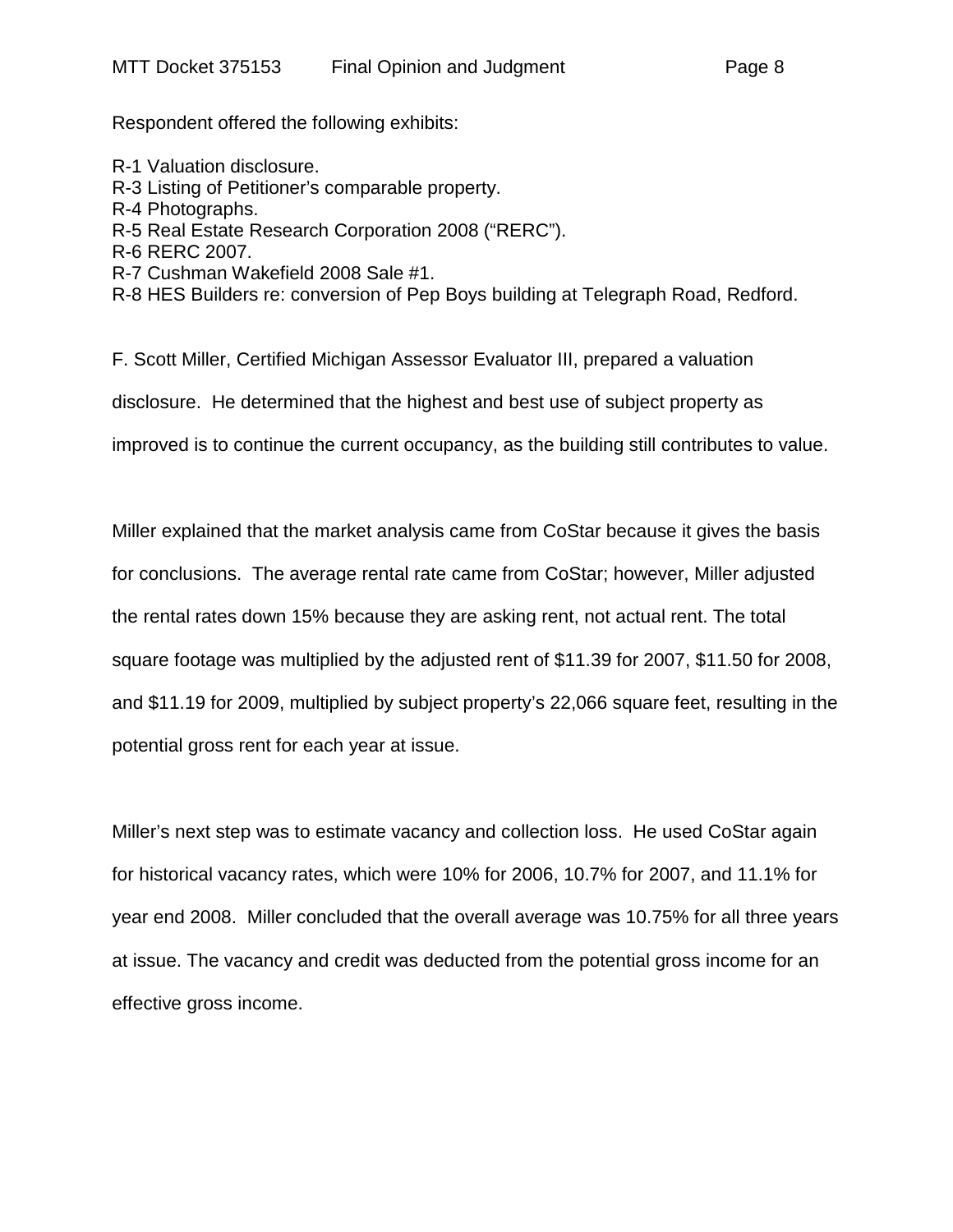Respondent offered the following exhibits:

R-1 Valuation disclosure.
R-3 Listing of Petitioner's comparable property.
R-4 Photographs.
R-5 Real Estate Research Corporation 2008 ("RERC").
R-6 RERC 2007.
R-7 Cushman Wakefield 2008 Sale #1.
R-8 HES Builders re: conversion of Pep Boys building at Telegraph Road, Redford.

F. Scott Miller, Certified Michigan Assessor Evaluator III, prepared a valuation disclosure. He determined that the highest and best use of subject property as improved is to continue the current occupancy, as the building still contributes to value.

Miller explained that the market analysis came from CoStar because it gives the basis for conclusions. The average rental rate came from CoStar; however, Miller adjusted the rental rates down 15% because they are asking rent, not actual rent. The total square footage was multiplied by the adjusted rent of $11.39 for 2007, $11.50 for 2008, and $11.19 for 2009, multiplied by subject property's 22,066 square feet, resulting in the potential gross rent for each year at issue.

Miller's next step was to estimate vacancy and collection loss. He used CoStar again for historical vacancy rates, which were 10% for 2006, 10.7% for 2007, and 11.1% for year end 2008. Miller concluded that the overall average was 10.75% for all three years at issue. The vacancy and credit was deducted from the potential gross income for an effective gross income.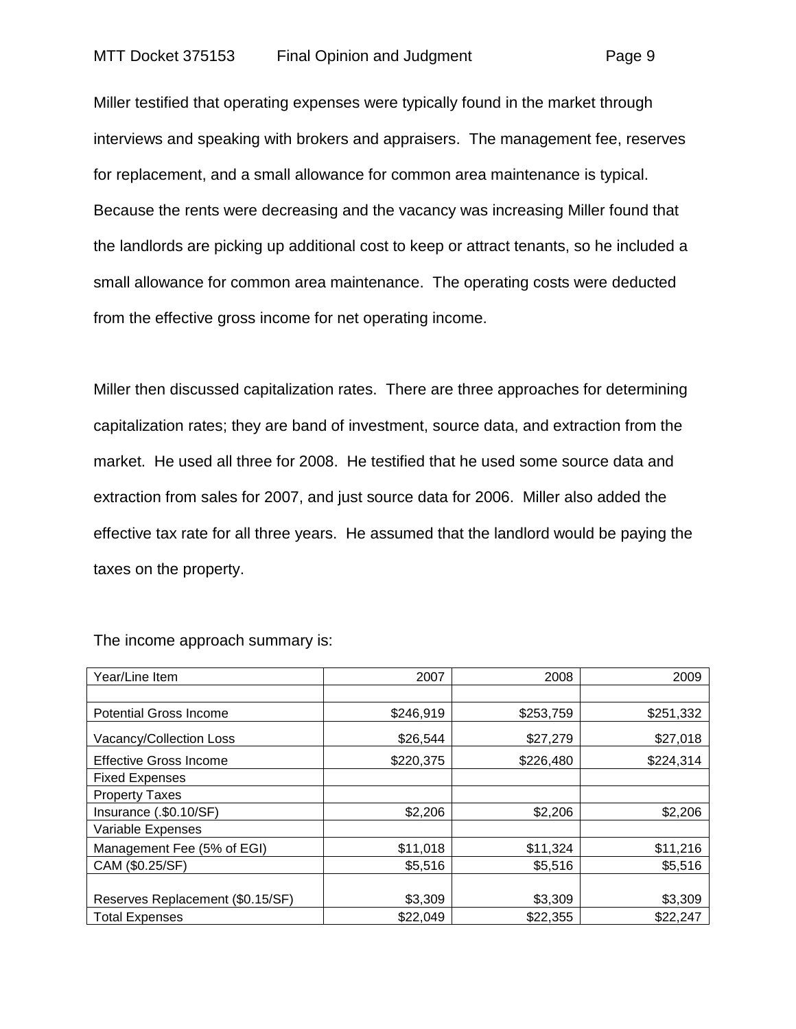Miller testified that operating expenses were typically found in the market through interviews and speaking with brokers and appraisers. The management fee, reserves for replacement, and a small allowance for common area maintenance is typical. Because the rents were decreasing and the vacancy was increasing Miller found that the landlords are picking up additional cost to keep or attract tenants, so he included a small allowance for common area maintenance. The operating costs were deducted from the effective gross income for net operating income.

Miller then discussed capitalization rates. There are three approaches for determining capitalization rates; they are band of investment, source data, and extraction from the market. He used all three for 2008. He testified that he used some source data and extraction from sales for 2007, and just source data for 2006. Miller also added the effective tax rate for all three years. He assumed that the landlord would be paying the taxes on the property.

The income approach summary is:

| Year/Line Item | 2007 | 2008 | 2009 |
|---|---|---|---|
| | | | |
| Potential Gross Income | $246,919 | $253,759 | $251,332 |
| Vacancy/Collection Loss | $26,544 | $27,279 | $27,018 |
| Effective Gross Income | $220,375 | $226,480 | $224,314 |
| Fixed Expenses | | | |
| Property Taxes | | | |
| Insurance (.$0.10/SF) | $2,206 | $2,206 | $2,206 |
| Variable Expenses | | | |
| Management Fee (5% of EGI) | $11,018 | $11,324 | $11,216 |
| CAM ($0.25/SF) | $5,516 | $5,516 | $5,516 |
| Reserves Replacement ($0.15/SF) | $3,309 | $3,309 | $3,309 |
| Total Expenses | $22,049 | $22,355 | $22,247 |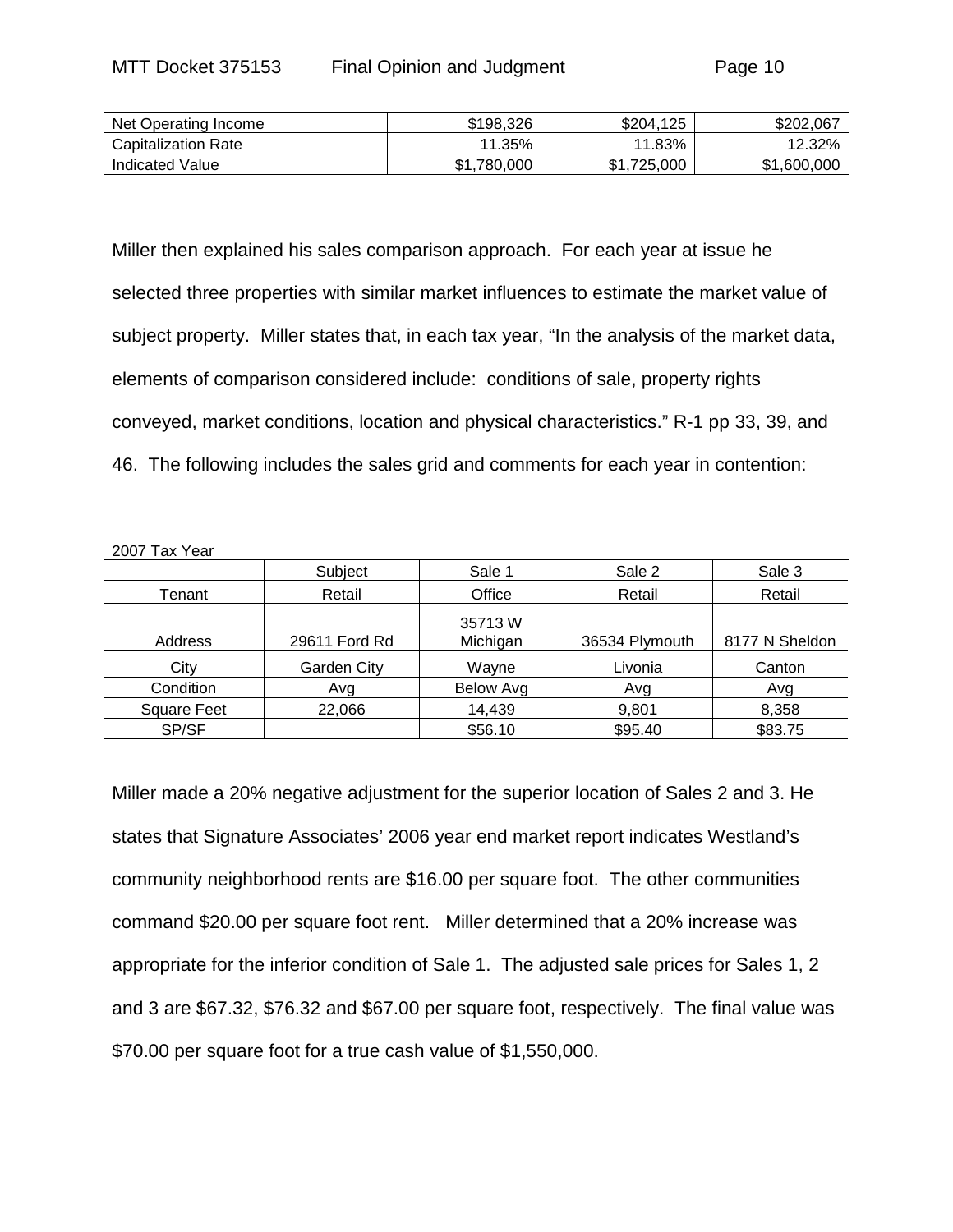| Net Operating Income | $198,326 | $204,125 | $202,067 |
|---|---|---|---|
| Capitalization Rate | 11.35% | 11.83% | 12.32% |
| Indicated Value | $1,780,000 | $1,725,000 | $1,600,000 |

Miller then explained his sales comparison approach. For each year at issue he selected three properties with similar market influences to estimate the market value of subject property. Miller states that, in each tax year, "In the analysis of the market data, elements of comparison considered include: conditions of sale, property rights conveyed, market conditions, location and physical characteristics." R-1 pp 33, 39, and 46. The following includes the sales grid and comments for each year in contention:

2007 Tax Year

| | Subject | Sale 1 | Sale 2 | Sale 3 |
|---|---|---|---|---|
| Tenant | Retail | Office | Retail | Retail |
| Address | 29611 Ford Rd | 35713 W Michigan | 36534 Plymouth | 8177 N Sheldon |
| City | Garden City | Wayne | Livonia | Canton |
| Condition | Avg | Below Avg | Avg | Avg |
| Square Feet | 22,066 | 14,439 | 9,801 | 8,358 |
| SP/SF | | $56.10 | $95.40 | $83.75 |

Miller made a 20% negative adjustment for the superior location of Sales 2 and 3. He states that Signature Associates' 2006 year end market report indicates Westland's community neighborhood rents are $16.00 per square foot. The other communities command $20.00 per square foot rent. Miller determined that a 20% increase was appropriate for the inferior condition of Sale 1. The adjusted sale prices for Sales 1, 2 and 3 are $67.32, $76.32 and $67.00 per square foot, respectively. The final value was $70.00 per square foot for a true cash value of $1,550,000.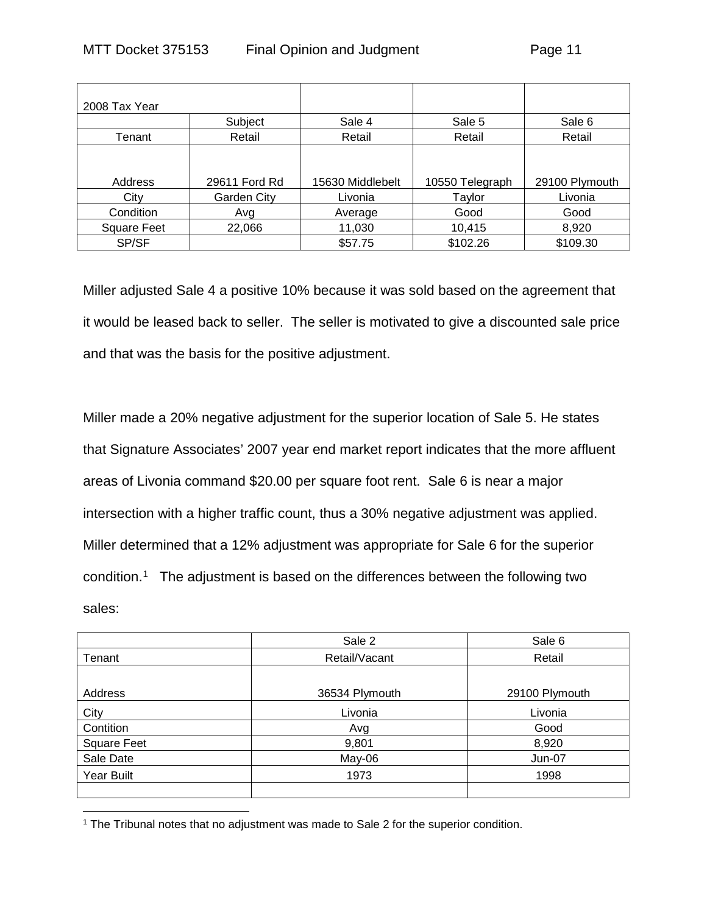| 2008 Tax Year | | | | |
|---|---|---|---|---|
| | Subject | Sale 4 | Sale 5 | Sale 6 |
| Tenant | Retail | Retail | Retail | Retail |
| Address | 29611 Ford Rd | 15630 Middlebelt | 10550 Telegraph | 29100 Plymouth |
| City | Garden City | Livonia | Taylor | Livonia |
| Condition | Avg | Average | Good | Good |
| Square Feet | 22,066 | 11,030 | 10,415 | 8,920 |
| SP/SF | | $57.75 | $102.26 | $109.30 |

Miller adjusted Sale 4 a positive 10% because it was sold based on the agreement that it would be leased back to seller. The seller is motivated to give a discounted sale price and that was the basis for the positive adjustment.

Miller made a 20% negative adjustment for the superior location of Sale 5. He states that Signature Associates' 2007 year end market report indicates that the more affluent areas of Livonia command $20.00 per square foot rent. Sale 6 is near a major intersection with a higher traffic count, thus a 30% negative adjustment was applied. Miller determined that a 12% adjustment was appropriate for Sale 6 for the superior condition.[1] The adjustment is based on the differences between the following two sales:

| | Sale 2 | Sale 6 |
|---|---|---|
| Tenant | Retail/Vacant | Retail |
| Address | 36534 Plymouth | 29100 Plymouth |
| City | Livonia | Livonia |
| Contition | Avg | Good |
| Square Feet | 9,801 | 8,920 |
| Sale Date | May-06 | Jun-07 |
| Year Built | 1973 | 1998 |
| | | |

[1] The Tribunal notes that no adjustment was made to Sale 2 for the superior condition.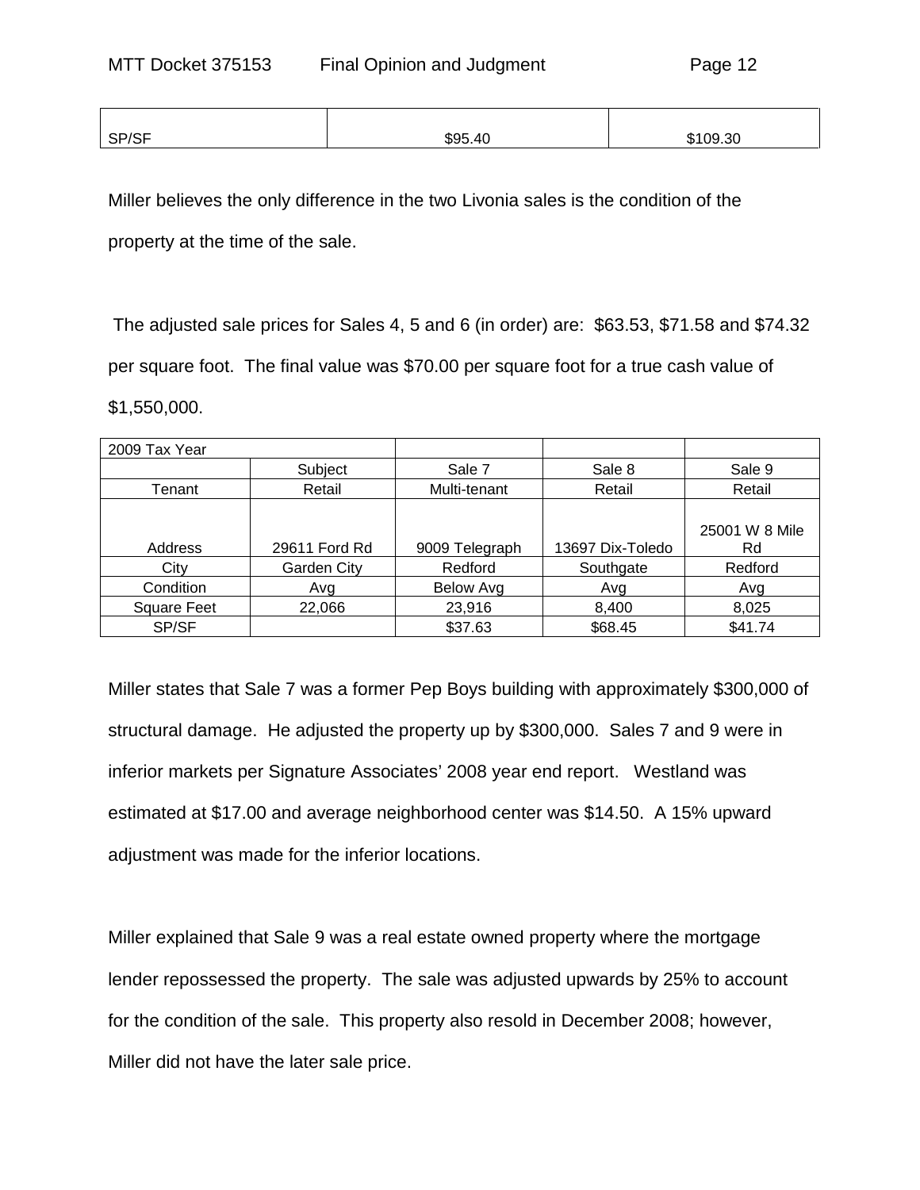| SP/SF | $95.40 | $109.30 |
|---|---|---|

Miller believes the only difference in the two Livonia sales is the condition of the property at the time of the sale.

The adjusted sale prices for Sales 4, 5 and 6 (in order) are: $63.53, $71.58 and $74.32 per square foot. The final value was $70.00 per square foot for a true cash value of $1,550,000.

| 2009 Tax Year | | | | |
|---|---|---|---|---|
| | Subject | Sale 7 | Sale 8 | Sale 9 |
| Tenant | Retail | Multi-tenant | Retail | Retail |
| Address | 29611 Ford Rd | 9009 Telegraph | 13697 Dix-Toledo | 25001 W 8 Mile Rd |
| City | Garden City | Redford | Southgate | Redford |
| Condition | Avg | Below Avg | Avg | Avg |
| Square Feet | 22,066 | 23,916 | 8,400 | 8,025 |
| SP/SF | | $37.63 | $68.45 | $41.74 |

Miller states that Sale 7 was a former Pep Boys building with approximately $300,000 of structural damage. He adjusted the property up by $300,000. Sales 7 and 9 were in inferior markets per Signature Associates' 2008 year end report. Westland was estimated at $17.00 and average neighborhood center was $14.50. A 15% upward adjustment was made for the inferior locations.

Miller explained that Sale 9 was a real estate owned property where the mortgage lender repossessed the property. The sale was adjusted upwards by 25% to account for the condition of the sale. This property also resold in December 2008; however, Miller did not have the later sale price.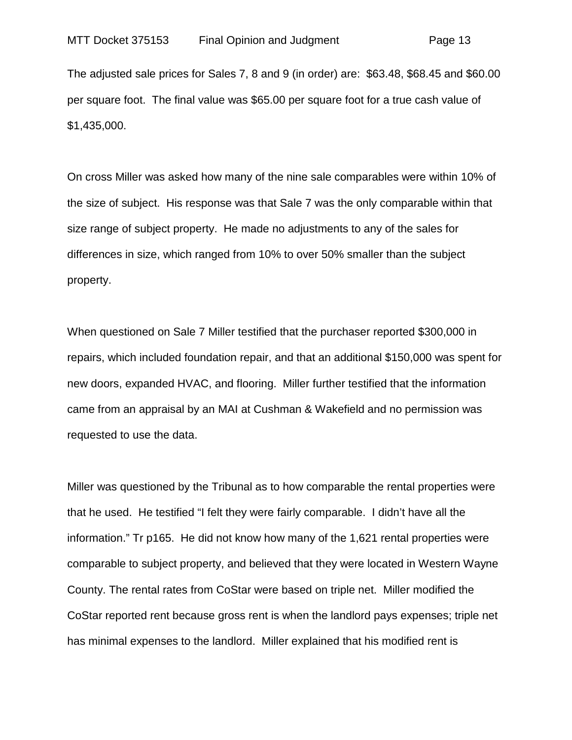The adjusted sale prices for Sales 7, 8 and 9 (in order) are: $63.48, $68.45 and $60.00 per square foot. The final value was $65.00 per square foot for a true cash value of $1,435,000.

On cross Miller was asked how many of the nine sale comparables were within 10% of the size of subject. His response was that Sale 7 was the only comparable within that size range of subject property. He made no adjustments to any of the sales for differences in size, which ranged from 10% to over 50% smaller than the subject property.

When questioned on Sale 7 Miller testified that the purchaser reported $300,000 in repairs, which included foundation repair, and that an additional $150,000 was spent for new doors, expanded HVAC, and flooring. Miller further testified that the information came from an appraisal by an MAI at Cushman & Wakefield and no permission was requested to use the data.

Miller was questioned by the Tribunal as to how comparable the rental properties were that he used. He testified "I felt they were fairly comparable. I didn't have all the information." Tr p165. He did not know how many of the 1,621 rental properties were comparable to subject property, and believed that they were located in Western Wayne County. The rental rates from CoStar were based on triple net. Miller modified the CoStar reported rent because gross rent is when the landlord pays expenses; triple net has minimal expenses to the landlord. Miller explained that his modified rent is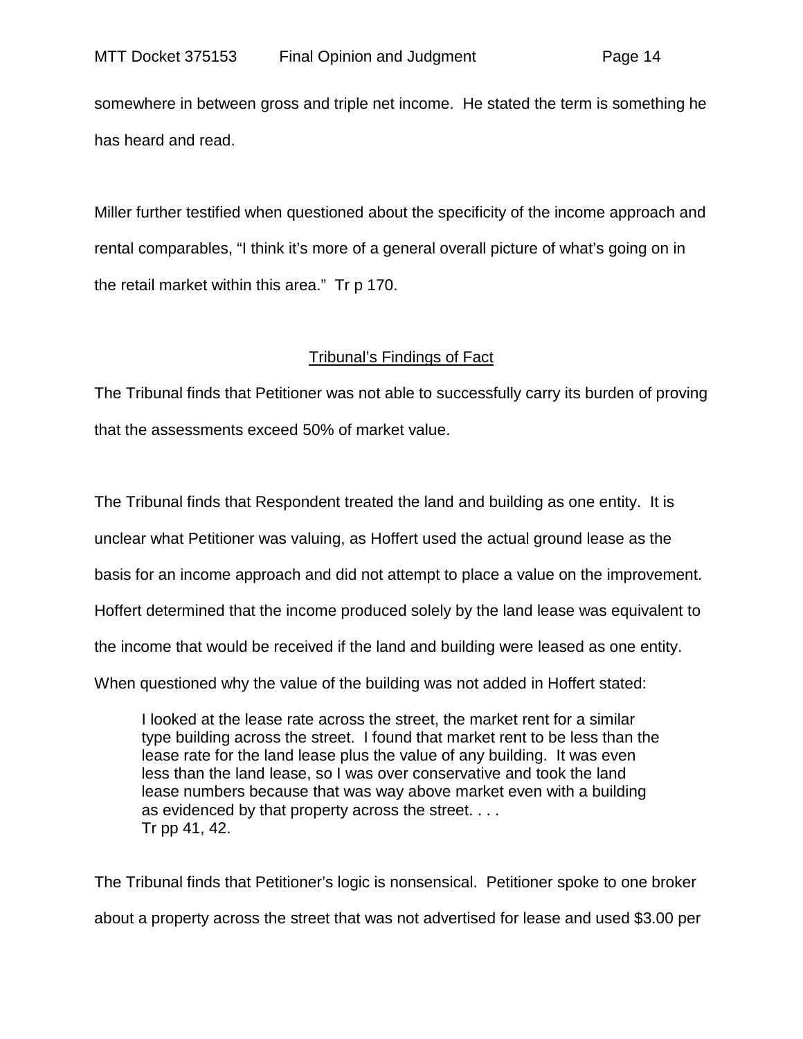somewhere in between gross and triple net income. He stated the term is something he has heard and read.

Miller further testified when questioned about the specificity of the income approach and rental comparables, "I think it's more of a general overall picture of what's going on in the retail market within this area." Tr p 170.

## Tribunal's Findings of Fact

The Tribunal finds that Petitioner was not able to successfully carry its burden of proving that the assessments exceed 50% of market value.

The Tribunal finds that Respondent treated the land and building as one entity. It is unclear what Petitioner was valuing, as Hoffert used the actual ground lease as the basis for an income approach and did not attempt to place a value on the improvement. Hoffert determined that the income produced solely by the land lease was equivalent to the income that would be received if the land and building were leased as one entity. When questioned why the value of the building was not added in Hoffert stated:

> I looked at the lease rate across the street, the market rent for a similar type building across the street. I found that market rent to be less than the lease rate for the land lease plus the value of any building. It was even less than the land lease, so I was over conservative and took the land lease numbers because that was way above market even with a building as evidenced by that property across the street. . . .
> Tr pp 41, 42.

The Tribunal finds that Petitioner's logic is nonsensical. Petitioner spoke to one broker about a property across the street that was not advertised for lease and used $3.00 per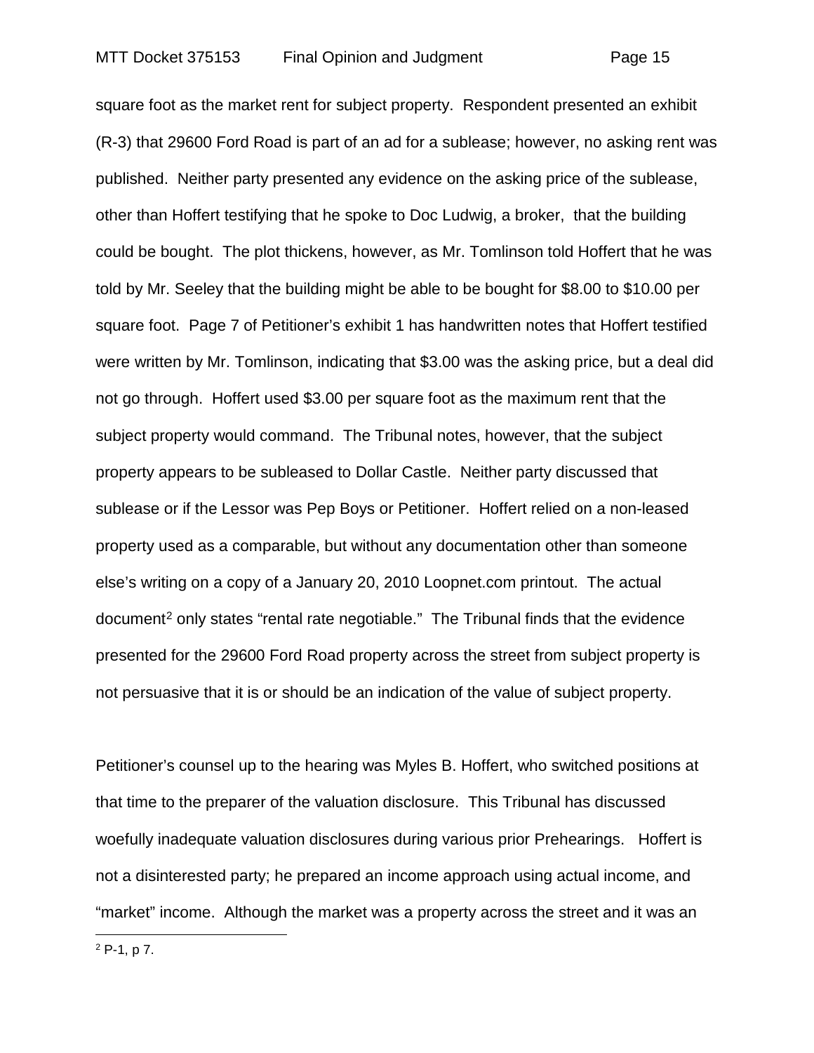square foot as the market rent for subject property. Respondent presented an exhibit (R-3) that 29600 Ford Road is part of an ad for a sublease; however, no asking rent was published. Neither party presented any evidence on the asking price of the sublease, other than Hoffert testifying that he spoke to Doc Ludwig, a broker, that the building could be bought. The plot thickens, however, as Mr. Tomlinson told Hoffert that he was told by Mr. Seeley that the building might be able to be bought for $8.00 to $10.00 per square foot. Page 7 of Petitioner's exhibit 1 has handwritten notes that Hoffert testified were written by Mr. Tomlinson, indicating that $3.00 was the asking price, but a deal did not go through. Hoffert used $3.00 per square foot as the maximum rent that the subject property would command. The Tribunal notes, however, that the subject property appears to be subleased to Dollar Castle. Neither party discussed that sublease or if the Lessor was Pep Boys or Petitioner. Hoffert relied on a non-leased property used as a comparable, but without any documentation other than someone else's writing on a copy of a January 20, 2010 Loopnet.com printout. The actual document[2] only states "rental rate negotiable." The Tribunal finds that the evidence presented for the 29600 Ford Road property across the street from subject property is not persuasive that it is or should be an indication of the value of subject property.

Petitioner's counsel up to the hearing was Myles B. Hoffert, who switched positions at that time to the preparer of the valuation disclosure. This Tribunal has discussed woefully inadequate valuation disclosures during various prior Prehearings. Hoffert is not a disinterested party; he prepared an income approach using actual income, and "market" income. Although the market was a property across the street and it was an

---

[2] P-1, p 7.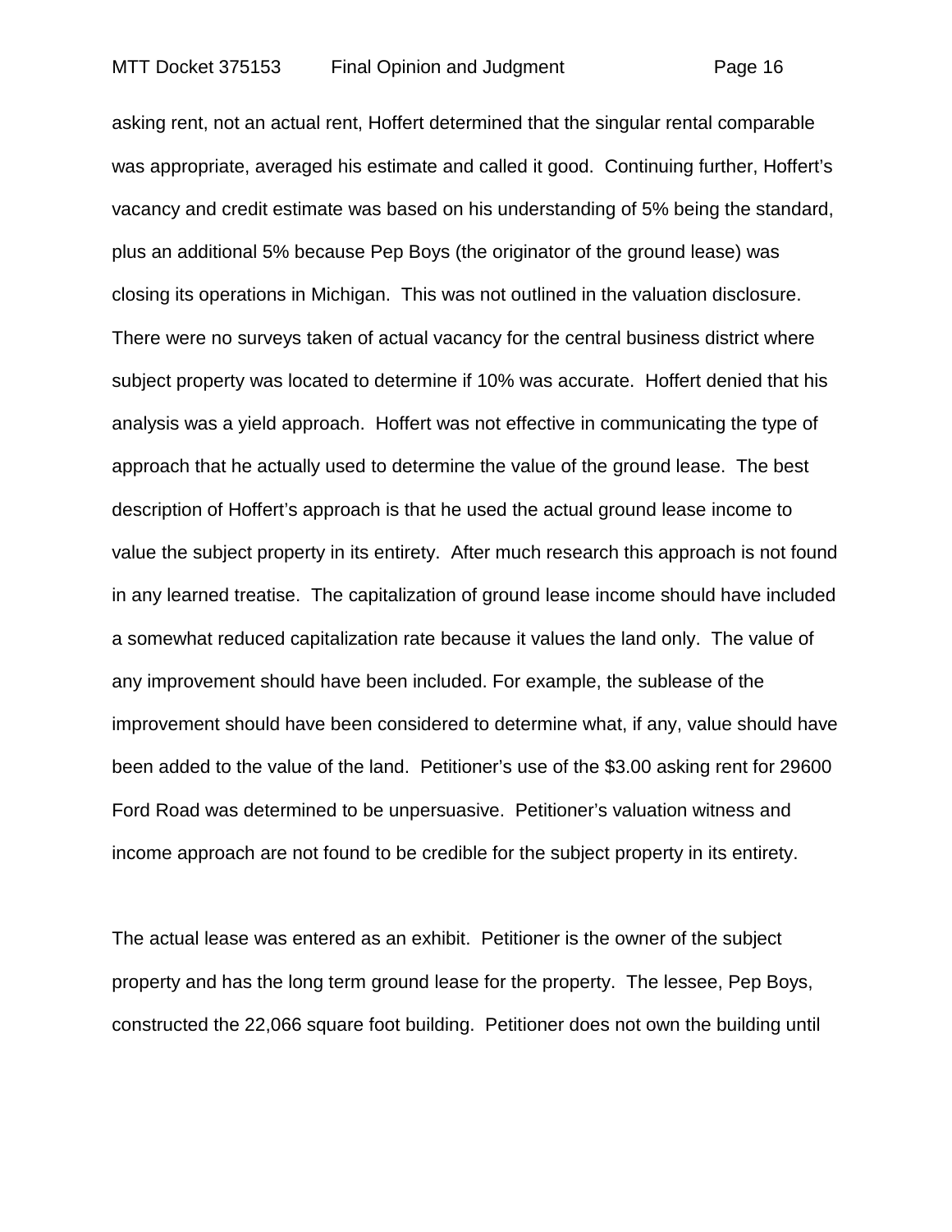asking rent, not an actual rent, Hoffert determined that the singular rental comparable was appropriate, averaged his estimate and called it good. Continuing further, Hoffert's vacancy and credit estimate was based on his understanding of 5% being the standard, plus an additional 5% because Pep Boys (the originator of the ground lease) was closing its operations in Michigan. This was not outlined in the valuation disclosure. There were no surveys taken of actual vacancy for the central business district where subject property was located to determine if 10% was accurate. Hoffert denied that his analysis was a yield approach. Hoffert was not effective in communicating the type of approach that he actually used to determine the value of the ground lease. The best description of Hoffert's approach is that he used the actual ground lease income to value the subject property in its entirety. After much research this approach is not found in any learned treatise. The capitalization of ground lease income should have included a somewhat reduced capitalization rate because it values the land only. The value of any improvement should have been included. For example, the sublease of the improvement should have been considered to determine what, if any, value should have been added to the value of the land. Petitioner's use of the $3.00 asking rent for 29600 Ford Road was determined to be unpersuasive. Petitioner's valuation witness and income approach are not found to be credible for the subject property in its entirety.

The actual lease was entered as an exhibit. Petitioner is the owner of the subject property and has the long term ground lease for the property. The lessee, Pep Boys, constructed the 22,066 square foot building. Petitioner does not own the building until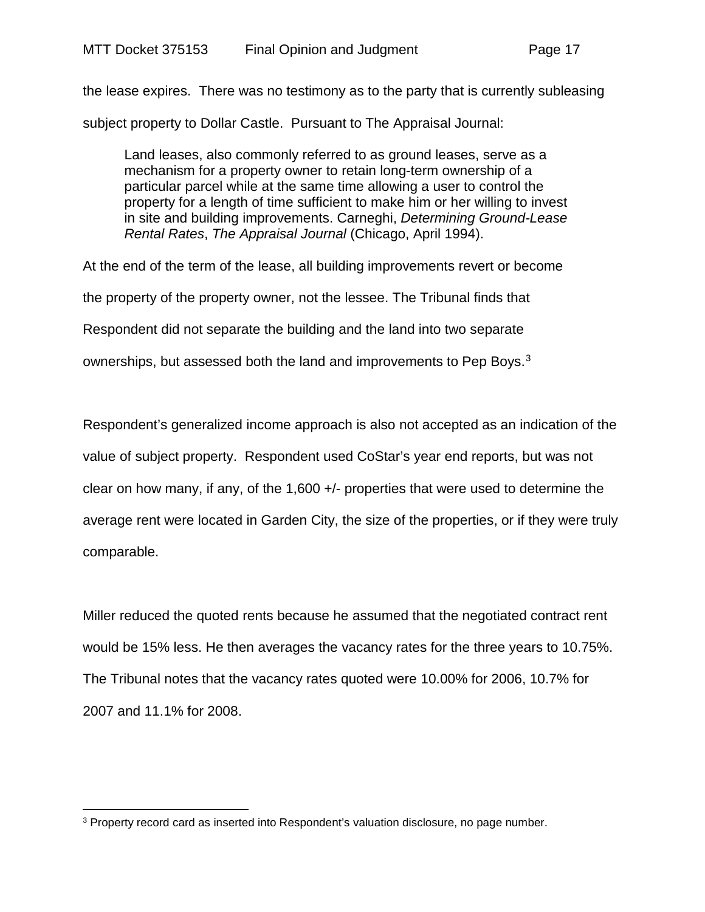the lease expires. There was no testimony as to the party that is currently subleasing subject property to Dollar Castle. Pursuant to The Appraisal Journal:

> Land leases, also commonly referred to as ground leases, serve as a mechanism for a property owner to retain long-term ownership of a particular parcel while at the same time allowing a user to control the property for a length of time sufficient to make him or her willing to invest in site and building improvements. Carneghi, *Determining Ground-Lease Rental Rates*, *The Appraisal Journal* (Chicago, April 1994).

At the end of the term of the lease, all building improvements revert or become the property of the property owner, not the lessee. The Tribunal finds that Respondent did not separate the building and the land into two separate ownerships, but assessed both the land and improvements to Pep Boys.[3]

Respondent's generalized income approach is also not accepted as an indication of the value of subject property. Respondent used CoStar's year end reports, but was not clear on how many, if any, of the 1,600 +/- properties that were used to determine the average rent were located in Garden City, the size of the properties, or if they were truly comparable.

Miller reduced the quoted rents because he assumed that the negotiated contract rent would be 15% less. He then averages the vacancy rates for the three years to 10.75%. The Tribunal notes that the vacancy rates quoted were 10.00% for 2006, 10.7% for 2007 and 11.1% for 2008.

---

[3] Property record card as inserted into Respondent's valuation disclosure, no page number.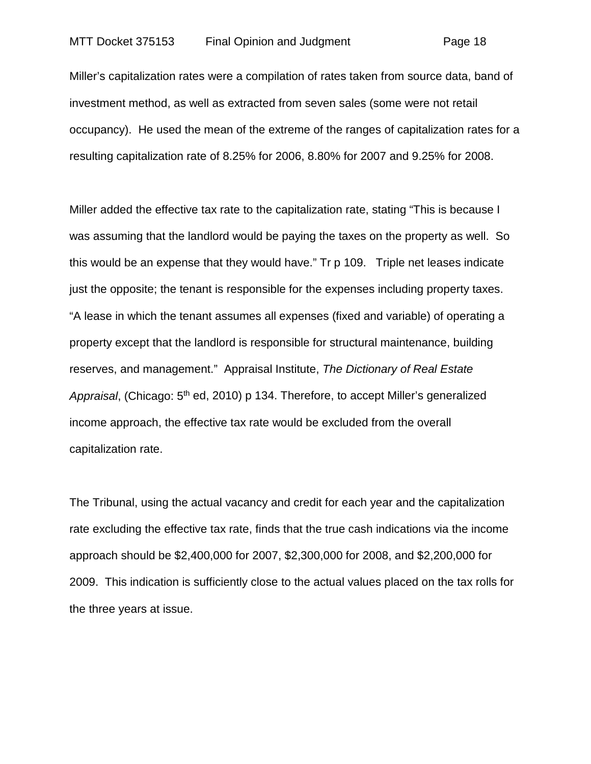Miller's capitalization rates were a compilation of rates taken from source data, band of investment method, as well as extracted from seven sales (some were not retail occupancy). He used the mean of the extreme of the ranges of capitalization rates for a resulting capitalization rate of 8.25% for 2006, 8.80% for 2007 and 9.25% for 2008.

Miller added the effective tax rate to the capitalization rate, stating "This is because I was assuming that the landlord would be paying the taxes on the property as well. So this would be an expense that they would have." Tr p 109. Triple net leases indicate just the opposite; the tenant is responsible for the expenses including property taxes. "A lease in which the tenant assumes all expenses (fixed and variable) of operating a property except that the landlord is responsible for structural maintenance, building reserves, and management." Appraisal Institute, *The Dictionary of Real Estate Appraisal*, (Chicago: 5th ed, 2010) p 134. Therefore, to accept Miller's generalized income approach, the effective tax rate would be excluded from the overall capitalization rate.

The Tribunal, using the actual vacancy and credit for each year and the capitalization rate excluding the effective tax rate, finds that the true cash indications via the income approach should be $2,400,000 for 2007, $2,300,000 for 2008, and $2,200,000 for 2009. This indication is sufficiently close to the actual values placed on the tax rolls for the three years at issue.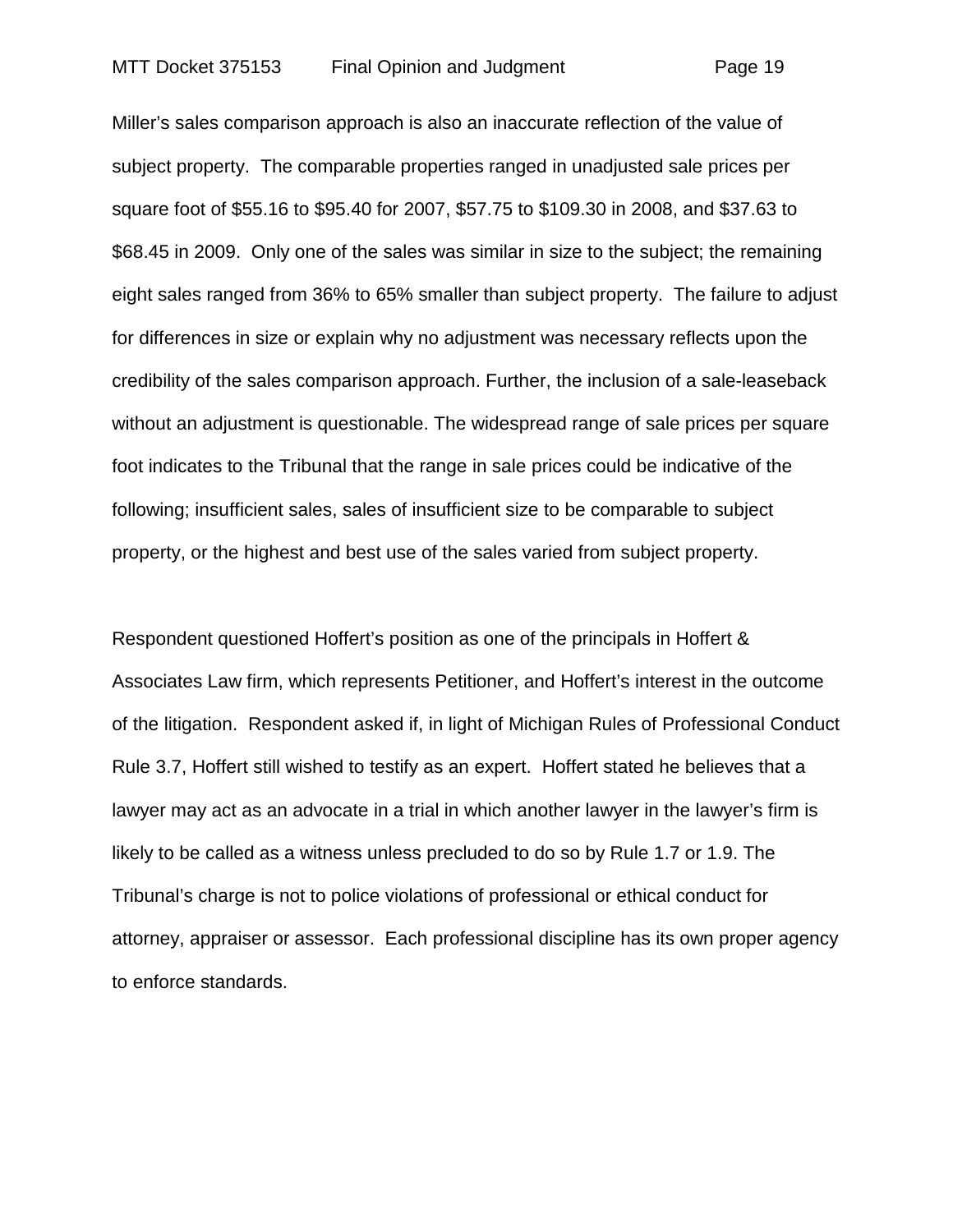Miller's sales comparison approach is also an inaccurate reflection of the value of subject property. The comparable properties ranged in unadjusted sale prices per square foot of $55.16 to $95.40 for 2007, $57.75 to $109.30 in 2008, and $37.63 to $68.45 in 2009. Only one of the sales was similar in size to the subject; the remaining eight sales ranged from 36% to 65% smaller than subject property. The failure to adjust for differences in size or explain why no adjustment was necessary reflects upon the credibility of the sales comparison approach. Further, the inclusion of a sale-leaseback without an adjustment is questionable. The widespread range of sale prices per square foot indicates to the Tribunal that the range in sale prices could be indicative of the following; insufficient sales, sales of insufficient size to be comparable to subject property, or the highest and best use of the sales varied from subject property.

Respondent questioned Hoffert's position as one of the principals in Hoffert & Associates Law firm, which represents Petitioner, and Hoffert's interest in the outcome of the litigation. Respondent asked if, in light of Michigan Rules of Professional Conduct Rule 3.7, Hoffert still wished to testify as an expert. Hoffert stated he believes that a lawyer may act as an advocate in a trial in which another lawyer in the lawyer's firm is likely to be called as a witness unless precluded to do so by Rule 1.7 or 1.9. The Tribunal's charge is not to police violations of professional or ethical conduct for attorney, appraiser or assessor. Each professional discipline has its own proper agency to enforce standards.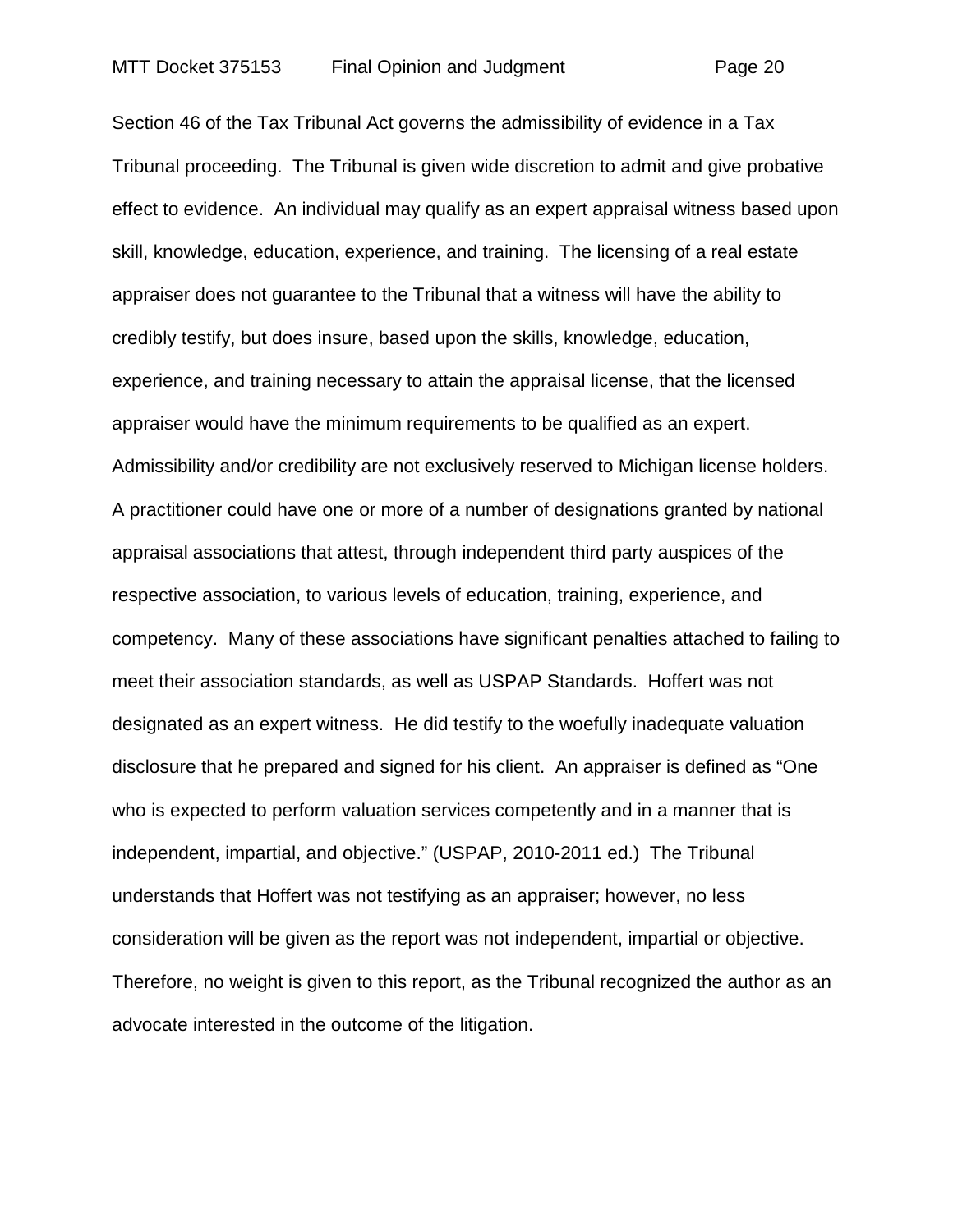Section 46 of the Tax Tribunal Act governs the admissibility of evidence in a Tax Tribunal proceeding. The Tribunal is given wide discretion to admit and give probative effect to evidence. An individual may qualify as an expert appraisal witness based upon skill, knowledge, education, experience, and training. The licensing of a real estate appraiser does not guarantee to the Tribunal that a witness will have the ability to credibly testify, but does insure, based upon the skills, knowledge, education, experience, and training necessary to attain the appraisal license, that the licensed appraiser would have the minimum requirements to be qualified as an expert. Admissibility and/or credibility are not exclusively reserved to Michigan license holders. A practitioner could have one or more of a number of designations granted by national appraisal associations that attest, through independent third party auspices of the respective association, to various levels of education, training, experience, and competency. Many of these associations have significant penalties attached to failing to meet their association standards, as well as USPAP Standards. Hoffert was not designated as an expert witness. He did testify to the woefully inadequate valuation disclosure that he prepared and signed for his client. An appraiser is defined as "One who is expected to perform valuation services competently and in a manner that is independent, impartial, and objective." (USPAP, 2010-2011 ed.) The Tribunal understands that Hoffert was not testifying as an appraiser; however, no less consideration will be given as the report was not independent, impartial or objective. Therefore, no weight is given to this report, as the Tribunal recognized the author as an advocate interested in the outcome of the litigation.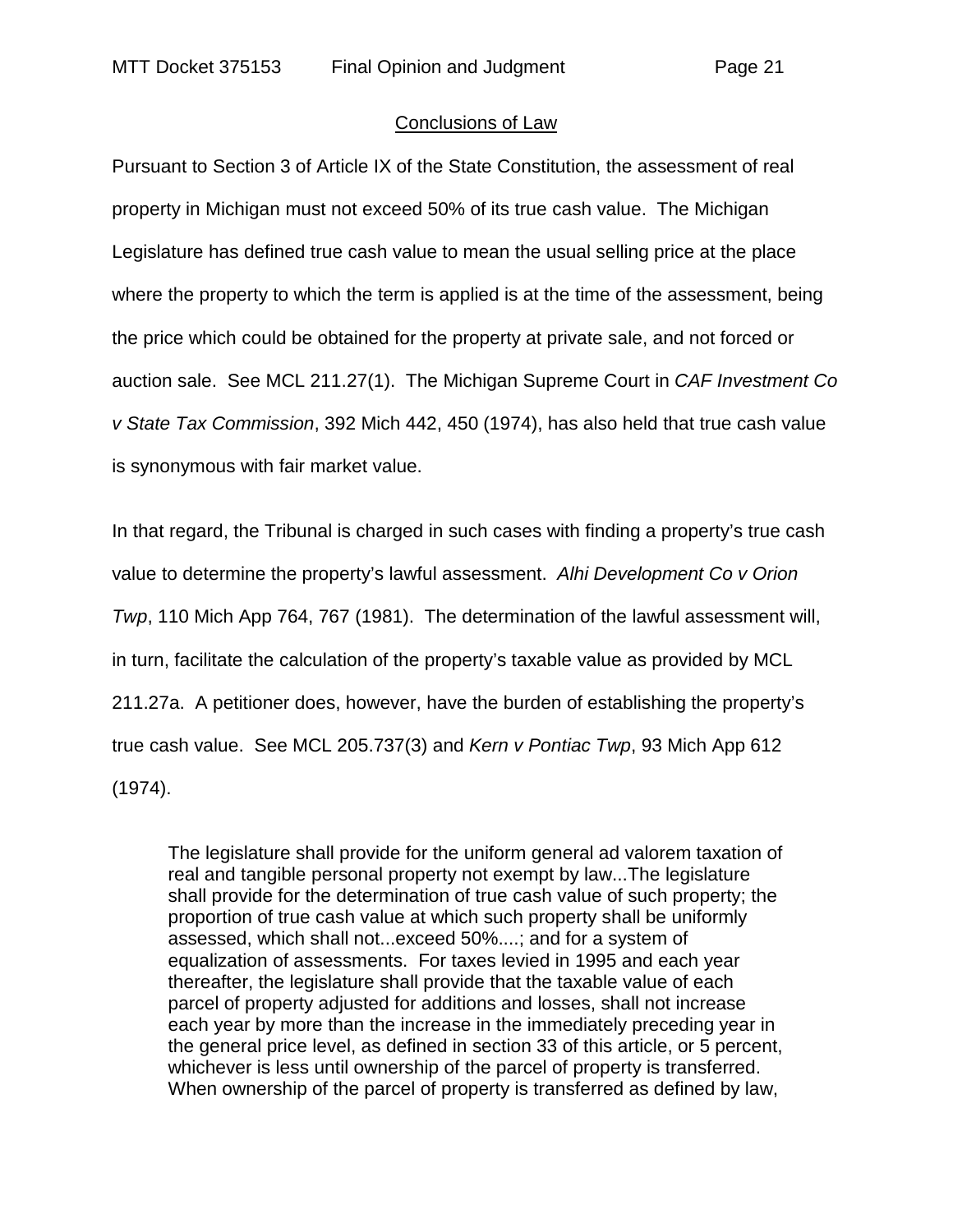## Conclusions of Law

Pursuant to Section 3 of Article IX of the State Constitution, the assessment of real property in Michigan must not exceed 50% of its true cash value. The Michigan Legislature has defined true cash value to mean the usual selling price at the place where the property to which the term is applied is at the time of the assessment, being the price which could be obtained for the property at private sale, and not forced or auction sale. See MCL 211.27(1). The Michigan Supreme Court in *CAF Investment Co v State Tax Commission*, 392 Mich 442, 450 (1974), has also held that true cash value is synonymous with fair market value.

In that regard, the Tribunal is charged in such cases with finding a property's true cash value to determine the property's lawful assessment. *Alhi Development Co v Orion Twp*, 110 Mich App 764, 767 (1981). The determination of the lawful assessment will, in turn, facilitate the calculation of the property's taxable value as provided by MCL 211.27a. A petitioner does, however, have the burden of establishing the property's true cash value. See MCL 205.737(3) and *Kern v Pontiac Twp*, 93 Mich App 612 (1974).

> The legislature shall provide for the uniform general ad valorem taxation of real and tangible personal property not exempt by law...The legislature shall provide for the determination of true cash value of such property; the proportion of true cash value at which such property shall be uniformly assessed, which shall not...exceed 50%....; and for a system of equalization of assessments. For taxes levied in 1995 and each year thereafter, the legislature shall provide that the taxable value of each parcel of property adjusted for additions and losses, shall not increase each year by more than the increase in the immediately preceding year in the general price level, as defined in section 33 of this article, or 5 percent, whichever is less until ownership of the parcel of property is transferred. When ownership of the parcel of property is transferred as defined by law,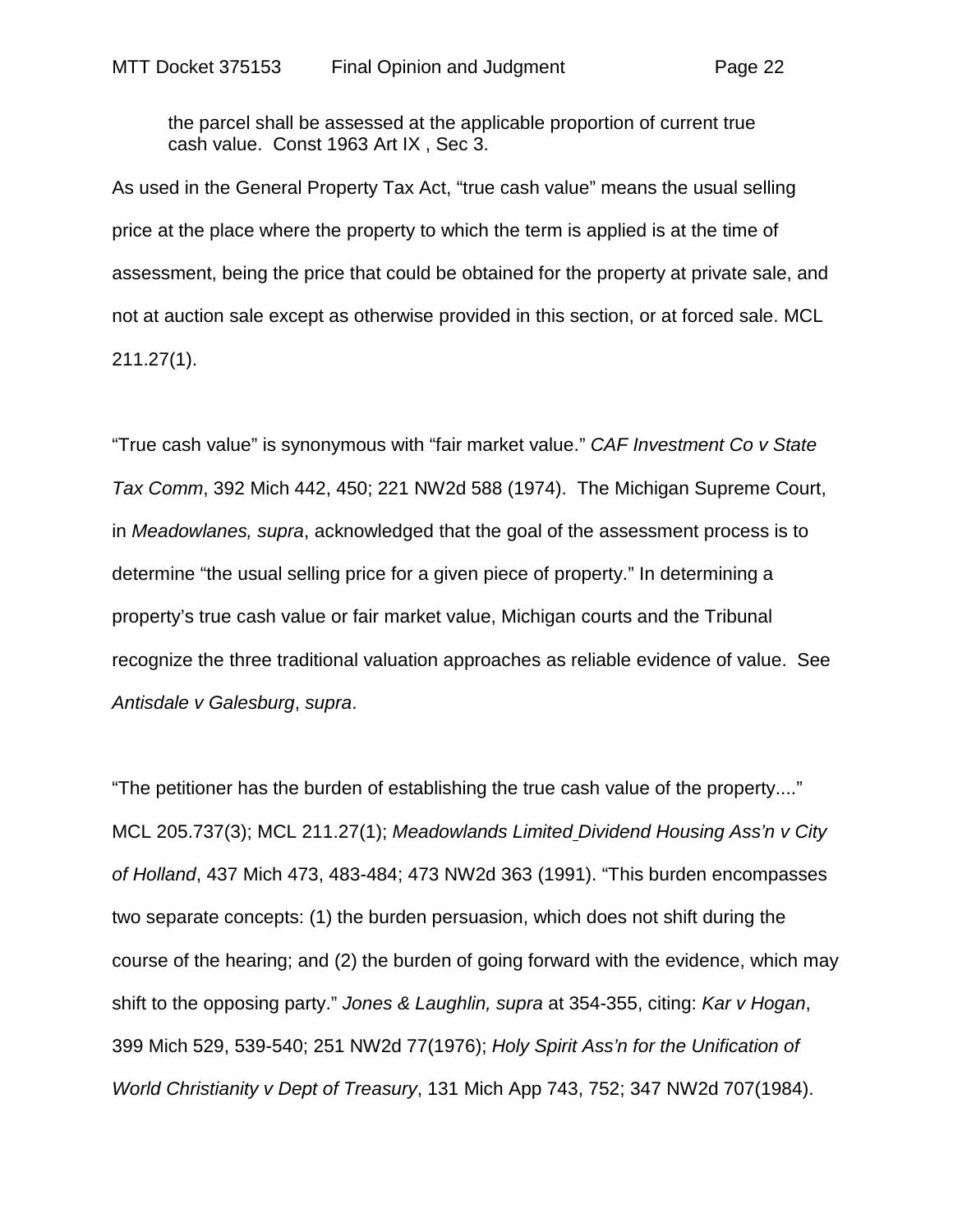> the parcel shall be assessed at the applicable proportion of current true cash value. Const 1963 Art IX , Sec 3.

As used in the General Property Tax Act, "true cash value" means the usual selling price at the place where the property to which the term is applied is at the time of assessment, being the price that could be obtained for the property at private sale, and not at auction sale except as otherwise provided in this section, or at forced sale. MCL 211.27(1).

"True cash value" is synonymous with "fair market value." *CAF Investment Co v State Tax Comm*, 392 Mich 442, 450; 221 NW2d 588 (1974). The Michigan Supreme Court, in *Meadowlanes, supra*, acknowledged that the goal of the assessment process is to determine "the usual selling price for a given piece of property." In determining a property's true cash value or fair market value, Michigan courts and the Tribunal recognize the three traditional valuation approaches as reliable evidence of value. See *Antisdale v Galesburg*, *supra*.

"The petitioner has the burden of establishing the true cash value of the property...." MCL 205.737(3); MCL 211.27(1); *Meadowlands Limited Dividend Housing Ass'n v City of Holland*, 437 Mich 473, 483-484; 473 NW2d 363 (1991). "This burden encompasses two separate concepts: (1) the burden persuasion, which does not shift during the course of the hearing; and (2) the burden of going forward with the evidence, which may shift to the opposing party." *Jones & Laughlin, supra* at 354-355, citing: *Kar v Hogan*, 399 Mich 529, 539-540; 251 NW2d 77(1976); *Holy Spirit Ass'n for the Unification of World Christianity v Dept of Treasury*, 131 Mich App 743, 752; 347 NW2d 707(1984).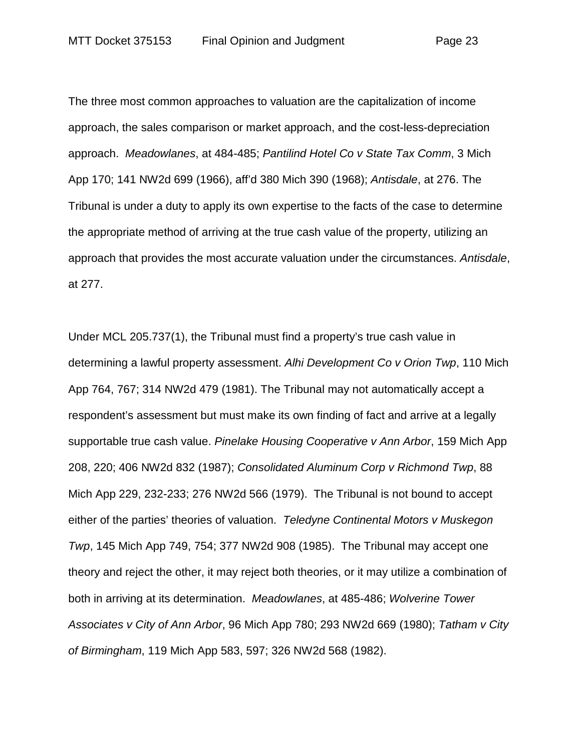The three most common approaches to valuation are the capitalization of income approach, the sales comparison or market approach, and the cost-less-depreciation approach. *Meadowlanes*, at 484-485; *Pantilind Hotel Co v State Tax Comm*, 3 Mich App 170; 141 NW2d 699 (1966), aff'd 380 Mich 390 (1968); *Antisdale*, at 276. The Tribunal is under a duty to apply its own expertise to the facts of the case to determine the appropriate method of arriving at the true cash value of the property, utilizing an approach that provides the most accurate valuation under the circumstances. *Antisdale*, at 277.

Under MCL 205.737(1), the Tribunal must find a property's true cash value in determining a lawful property assessment. *Alhi Development Co v Orion Twp*, 110 Mich App 764, 767; 314 NW2d 479 (1981). The Tribunal may not automatically accept a respondent's assessment but must make its own finding of fact and arrive at a legally supportable true cash value. *Pinelake Housing Cooperative v Ann Arbor*, 159 Mich App 208, 220; 406 NW2d 832 (1987); *Consolidated Aluminum Corp v Richmond Twp*, 88 Mich App 229, 232-233; 276 NW2d 566 (1979). The Tribunal is not bound to accept either of the parties' theories of valuation. *Teledyne Continental Motors v Muskegon Twp*, 145 Mich App 749, 754; 377 NW2d 908 (1985). The Tribunal may accept one theory and reject the other, it may reject both theories, or it may utilize a combination of both in arriving at its determination. *Meadowlanes*, at 485-486; *Wolverine Tower Associates v City of Ann Arbor*, 96 Mich App 780; 293 NW2d 669 (1980); *Tatham v City of Birmingham*, 119 Mich App 583, 597; 326 NW2d 568 (1982).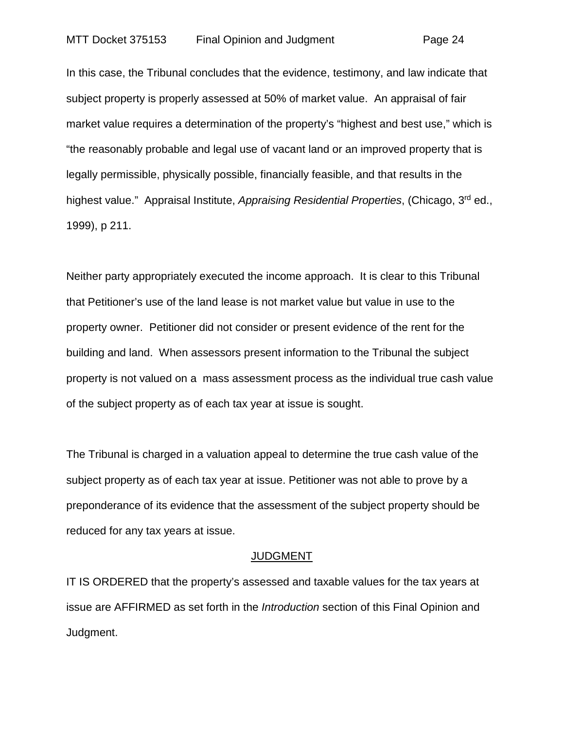In this case, the Tribunal concludes that the evidence, testimony, and law indicate that subject property is properly assessed at 50% of market value. An appraisal of fair market value requires a determination of the property's "highest and best use," which is "the reasonably probable and legal use of vacant land or an improved property that is legally permissible, physically possible, financially feasible, and that results in the highest value." Appraisal Institute, *Appraising Residential Properties*, (Chicago, 3rd ed., 1999), p 211.

Neither party appropriately executed the income approach. It is clear to this Tribunal that Petitioner's use of the land lease is not market value but value in use to the property owner. Petitioner did not consider or present evidence of the rent for the building and land. When assessors present information to the Tribunal the subject property is not valued on a mass assessment process as the individual true cash value of the subject property as of each tax year at issue is sought.

The Tribunal is charged in a valuation appeal to determine the true cash value of the subject property as of each tax year at issue. Petitioner was not able to prove by a preponderance of its evidence that the assessment of the subject property should be reduced for any tax years at issue.

## JUDGMENT

IT IS ORDERED that the property's assessed and taxable values for the tax years at issue are AFFIRMED as set forth in the *Introduction* section of this Final Opinion and Judgment.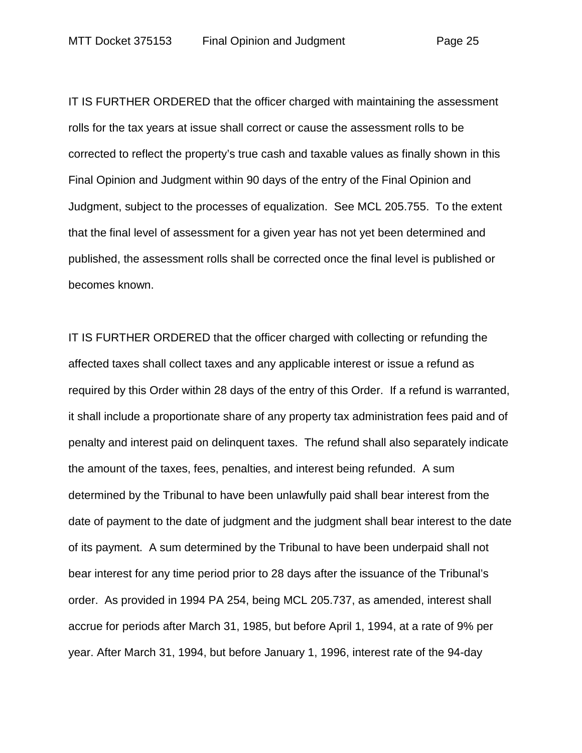IT IS FURTHER ORDERED that the officer charged with maintaining the assessment rolls for the tax years at issue shall correct or cause the assessment rolls to be corrected to reflect the property's true cash and taxable values as finally shown in this Final Opinion and Judgment within 90 days of the entry of the Final Opinion and Judgment, subject to the processes of equalization. See MCL 205.755. To the extent that the final level of assessment for a given year has not yet been determined and published, the assessment rolls shall be corrected once the final level is published or becomes known.

IT IS FURTHER ORDERED that the officer charged with collecting or refunding the affected taxes shall collect taxes and any applicable interest or issue a refund as required by this Order within 28 days of the entry of this Order. If a refund is warranted, it shall include a proportionate share of any property tax administration fees paid and of penalty and interest paid on delinquent taxes. The refund shall also separately indicate the amount of the taxes, fees, penalties, and interest being refunded. A sum determined by the Tribunal to have been unlawfully paid shall bear interest from the date of payment to the date of judgment and the judgment shall bear interest to the date of its payment. A sum determined by the Tribunal to have been underpaid shall not bear interest for any time period prior to 28 days after the issuance of the Tribunal's order. As provided in 1994 PA 254, being MCL 205.737, as amended, interest shall accrue for periods after March 31, 1985, but before April 1, 1994, at a rate of 9% per year. After March 31, 1994, but before January 1, 1996, interest rate of the 94-day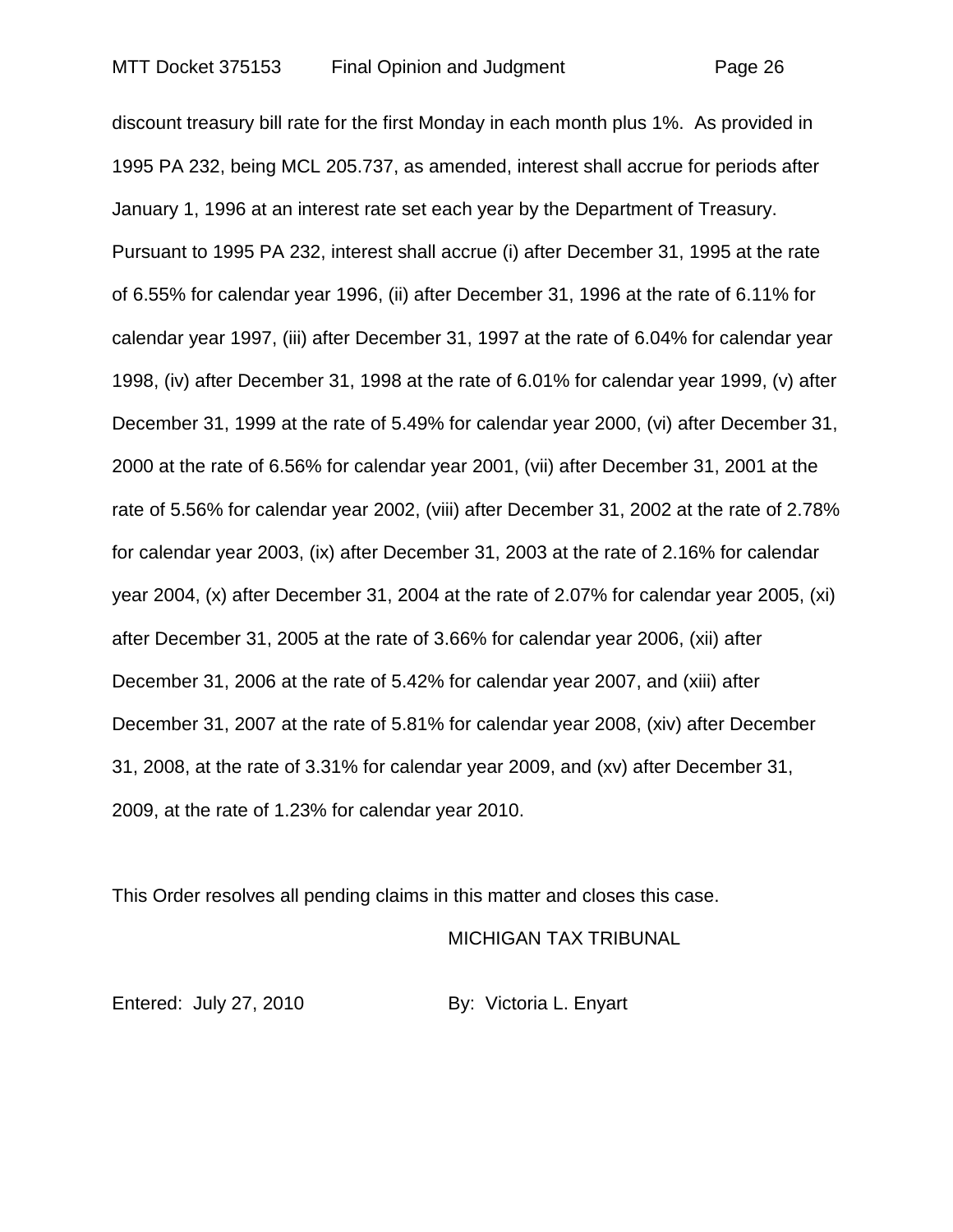discount treasury bill rate for the first Monday in each month plus 1%. As provided in 1995 PA 232, being MCL 205.737, as amended, interest shall accrue for periods after January 1, 1996 at an interest rate set each year by the Department of Treasury. Pursuant to 1995 PA 232, interest shall accrue (i) after December 31, 1995 at the rate of 6.55% for calendar year 1996, (ii) after December 31, 1996 at the rate of 6.11% for calendar year 1997, (iii) after December 31, 1997 at the rate of 6.04% for calendar year 1998, (iv) after December 31, 1998 at the rate of 6.01% for calendar year 1999, (v) after December 31, 1999 at the rate of 5.49% for calendar year 2000, (vi) after December 31, 2000 at the rate of 6.56% for calendar year 2001, (vii) after December 31, 2001 at the rate of 5.56% for calendar year 2002, (viii) after December 31, 2002 at the rate of 2.78% for calendar year 2003, (ix) after December 31, 2003 at the rate of 2.16% for calendar year 2004, (x) after December 31, 2004 at the rate of 2.07% for calendar year 2005, (xi) after December 31, 2005 at the rate of 3.66% for calendar year 2006, (xii) after December 31, 2006 at the rate of 5.42% for calendar year 2007, and (xiii) after December 31, 2007 at the rate of 5.81% for calendar year 2008, (xiv) after December 31, 2008, at the rate of 3.31% for calendar year 2009, and (xv) after December 31, 2009, at the rate of 1.23% for calendar year 2010.

This Order resolves all pending claims in this matter and closes this case.

MICHIGAN TAX TRIBUNAL

Entered: July 27, 2010

By: Victoria L. Enyart